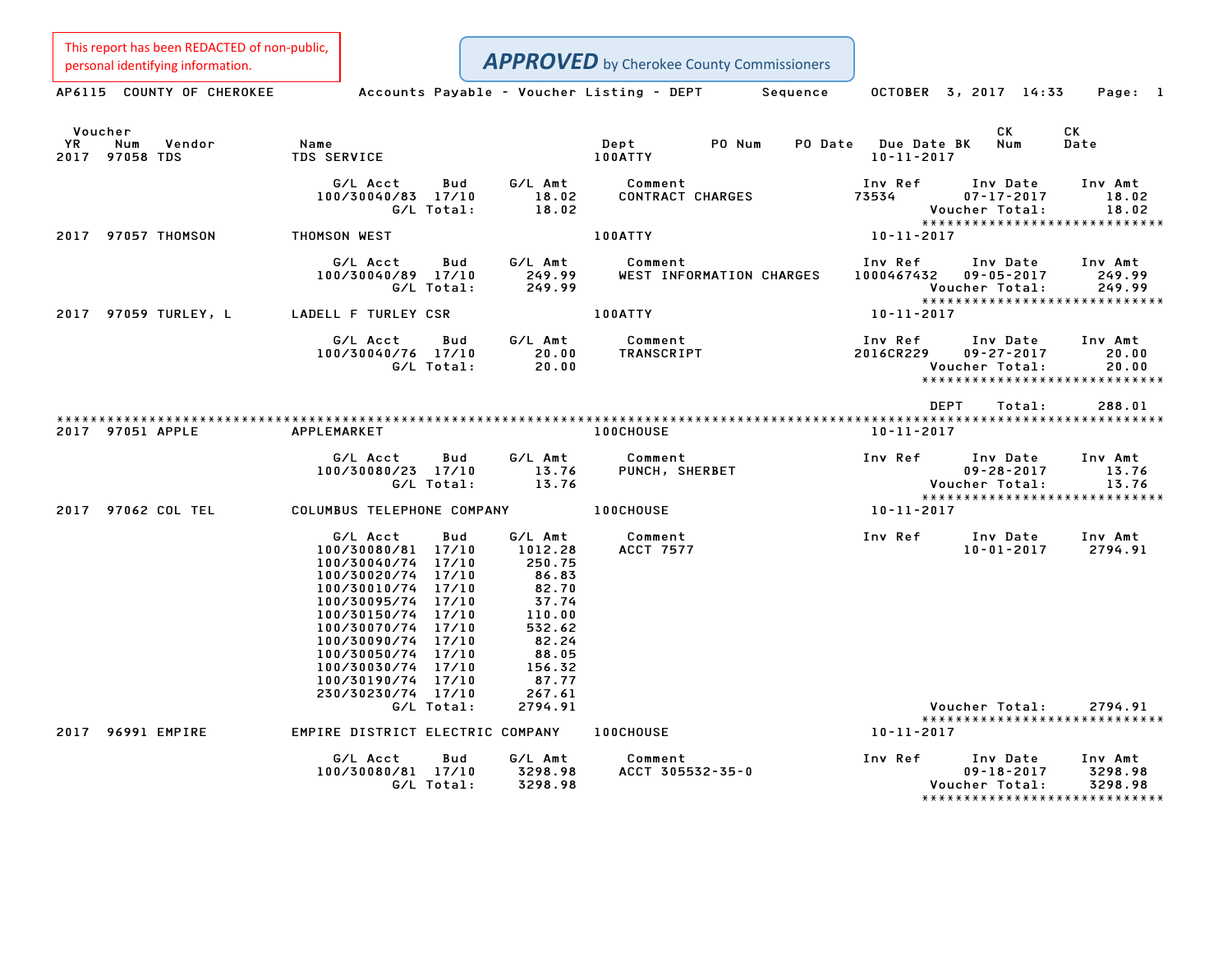This report has been REDACTED of non-public, personal identifying information.

**APPROVED** by Cherokee County Commissioners

AP6115 COUNTY OF CHEROKEE    Accounts Payable - Voucher Listing - DEPT Sequence    OCTOBER 3, 2017 14:33

| Voucher YR | Num | Vendor | Name | Dept | PO Num | PO Date | Due Date BK | CK Num | CK Date |
|---|---|---|---|---|---|---|---|---|---|
| 2017 | 97058 | TDS | TDS SERVICE | 100ATTY | | | 10-11-2017 | | |

| G/L Acct | Bud | G/L Amt | Comment | Inv Ref | Inv Date | Inv Amt |
|---|---|---|---|---|---|---|
| 100/30040/83 | 17/10 | 18.02 | CONTRACT CHARGES | 73534 | 07-17-2017 | 18.02 |
| | G/L Total: | 18.02 | | | Voucher Total: | 18.02 |

| Voucher YR | Num | Vendor | Name | Dept | Due Date |
|---|---|---|---|---|---|
| 2017 | 97057 | THOMSON | THOMSON WEST | 100ATTY | 10-11-2017 |

| G/L Acct | Bud | G/L Amt | Comment | Inv Ref | Inv Date | Inv Amt |
|---|---|---|---|---|---|---|
| 100/30040/89 | 17/10 | 249.99 | WEST INFORMATION CHARGES | 1000467432 | 09-05-2017 | 249.99 |
| | G/L Total: | 249.99 | | | Voucher Total: | 249.99 |

| Voucher YR | Num | Vendor | Name | Dept | Due Date |
|---|---|---|---|---|---|
| 2017 | 97059 | TURLEY, L | LADELL F TURLEY CSR | 100ATTY | 10-11-2017 |

| G/L Acct | Bud | G/L Amt | Comment | Inv Ref | Inv Date | Inv Amt |
|---|---|---|---|---|---|---|
| 100/30040/76 | 17/10 | 20.00 | TRANSCRIPT | 2016CR229 | 09-27-2017 | 20.00 |
| | G/L Total: | 20.00 | | | Voucher Total: | 20.00 |

DEPT Total: 288.01

| Voucher YR | Num | Vendor | Name | Dept | Due Date |
|---|---|---|---|---|---|
| 2017 | 97051 | APPLE | APPLEMARKET | 100CHOUSE | 10-11-2017 |

| G/L Acct | Bud | G/L Amt | Comment | Inv Ref | Inv Date | Inv Amt |
|---|---|---|---|---|---|---|
| 100/30080/23 | 17/10 | 13.76 | PUNCH, SHERBET | | 09-28-2017 | 13.76 |
| | G/L Total: | 13.76 | | | Voucher Total: | 13.76 |

| Voucher YR | Num | Vendor | Name | Dept | Due Date |
|---|---|---|---|---|---|
| 2017 | 97062 | COL TEL | COLUMBUS TELEPHONE COMPANY | 100CHOUSE | 10-11-2017 |

| G/L Acct | Bud | G/L Amt | Comment | Inv Ref | Inv Date | Inv Amt |
|---|---|---|---|---|---|---|
| 100/30080/81 | 17/10 | 1012.28 | ACCT 7577 | | 10-01-2017 | 2794.91 |
| 100/30040/74 | 17/10 | 250.75 | | | | |
| 100/30020/74 | 17/10 | 86.83 | | | | |
| 100/30010/74 | 17/10 | 82.70 | | | | |
| 100/30095/74 | 17/10 | 37.74 | | | | |
| 100/30150/74 | 17/10 | 110.00 | | | | |
| 100/30070/74 | 17/10 | 532.62 | | | | |
| 100/30090/74 | 17/10 | 82.24 | | | | |
| 100/30050/74 | 17/10 | 88.05 | | | | |
| 100/30030/74 | 17/10 | 156.32 | | | | |
| 100/30190/74 | 17/10 | 87.77 | | | | |
| 230/30230/74 | 17/10 | 267.61 | | | | |
| | G/L Total: | 2794.91 | | | Voucher Total: | 2794.91 |

| Voucher YR | Num | Vendor | Name | Dept | Due Date |
|---|---|---|---|---|---|
| 2017 | 96991 | EMPIRE | EMPIRE DISTRICT ELECTRIC COMPANY | 100CHOUSE | 10-11-2017 |

| G/L Acct | Bud | G/L Amt | Comment | Inv Ref | Inv Date | Inv Amt |
|---|---|---|---|---|---|---|
| 100/30080/81 | 17/10 | 3298.98 | ACCT 305532-35-0 | | 09-18-2017 | 3298.98 |
| | G/L Total: | 3298.98 | | | Voucher Total: | 3298.98 |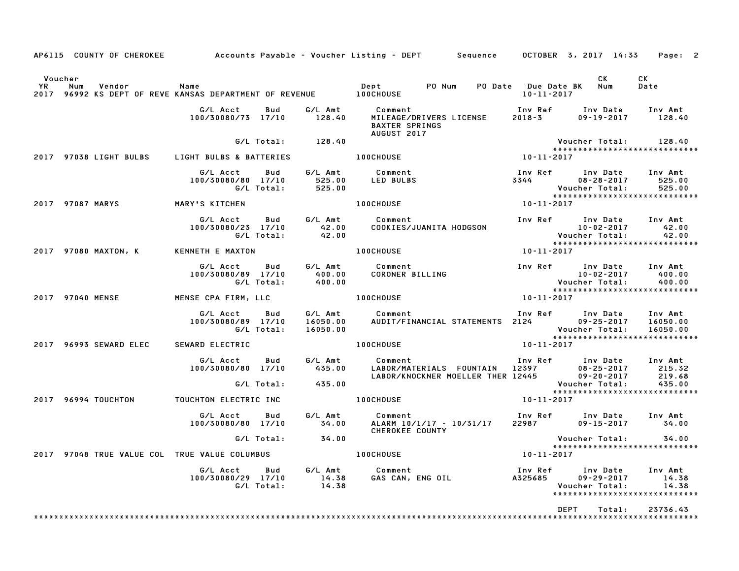AP6115 COUNTY OF CHEROKEE Accounts Payable - Voucher Listing - DEPT Sequence OCTOBER 3, 2017 14:33 Page: 2

| Voucher YR | Num | Vendor | Name | Dept | PO Num | PO Date | Due Date BK | CK Num | CK Date |
|---|---|---|---|---|---|---|---|---|---|
| 2017 | 96992 | KS DEPT OF REVE | KANSAS DEPARTMENT OF REVENUE | 100CHOUSE | | | 10-11-2017 | | |

| G/L Acct | Bud | G/L Amt | Comment | Inv Ref | Inv Date | Inv Amt |
|---|---|---|---|---|---|---|
| 100/30080/73 | 17/10 | 128.40 | MILEAGE/DRIVERS LICENSE BAXTER SPRINGS AUGUST 2017 | 2018-3 | 09-19-2017 | 128.40 |
| | G/L Total: | 128.40 | | | Voucher Total: | 128.40 |

*****************************

| Voucher YR | Num | Vendor | Name | Dept | Due Date BK |
|---|---|---|---|---|---|
| 2017 | 97038 | LIGHT BULBS | LIGHT BULBS & BATTERIES | 100CHOUSE | 10-11-2017 |

| G/L Acct | Bud | G/L Amt | Comment | Inv Ref | Inv Date | Inv Amt |
|---|---|---|---|---|---|---|
| 100/30080/80 | 17/10 | 525.00 | LED BULBS | 3344 | 08-28-2017 | 525.00 |
| | G/L Total: | 525.00 | | | Voucher Total: | 525.00 |

*****************************

| Voucher YR | Num | Vendor | Name | Dept | Due Date BK |
|---|---|---|---|---|---|
| 2017 | 97087 | MARYS | MARY'S KITCHEN | 100CHOUSE | 10-11-2017 |

| G/L Acct | Bud | G/L Amt | Comment | Inv Ref | Inv Date | Inv Amt |
|---|---|---|---|---|---|---|
| 100/30080/23 | 17/10 | 42.00 | COOKIES/JUANITA HODGSON | | 10-02-2017 | 42.00 |
| | G/L Total: | 42.00 | | | Voucher Total: | 42.00 |

*****************************

| Voucher YR | Num | Vendor | Name | Dept | Due Date BK |
|---|---|---|---|---|---|
| 2017 | 97080 | MAXTON, K | KENNETH E MAXTON | 100CHOUSE | 10-11-2017 |

| G/L Acct | Bud | G/L Amt | Comment | Inv Ref | Inv Date | Inv Amt |
|---|---|---|---|---|---|---|
| 100/30080/89 | 17/10 | 400.00 | CORONER BILLING | | 10-02-2017 | 400.00 |
| | G/L Total: | 400.00 | | | Voucher Total: | 400.00 |

*****************************

| Voucher YR | Num | Vendor | Name | Dept | Due Date BK |
|---|---|---|---|---|---|
| 2017 | 97040 | MENSE | MENSE CPA FIRM, LLC | 100CHOUSE | 10-11-2017 |

| G/L Acct | Bud | G/L Amt | Comment | Inv Ref | Inv Date | Inv Amt |
|---|---|---|---|---|---|---|
| 100/30080/89 | 17/10 | 16050.00 | AUDIT/FINANCIAL STATEMENTS | 2124 | 09-25-2017 | 16050.00 |
| | G/L Total: | 16050.00 | | | Voucher Total: | 16050.00 |

*****************************

| Voucher YR | Num | Vendor | Name | Dept | Due Date BK |
|---|---|---|---|---|---|
| 2017 | 96993 | SEWARD ELEC | SEWARD ELECTRIC | 100CHOUSE | 10-11-2017 |

| G/L Acct | Bud | G/L Amt | Comment | Inv Ref | Inv Date | Inv Amt |
|---|---|---|---|---|---|---|
| 100/30080/80 | 17/10 | 435.00 | LABOR/MATERIALS FOUNTAIN | 12397 | 08-25-2017 | 215.32 |
| | | | LABOR/KNOCKNER MOELLER THER | 12445 | 09-20-2017 | 219.68 |
| | G/L Total: | 435.00 | | | Voucher Total: | 435.00 |

*****************************

| Voucher YR | Num | Vendor | Name | Dept | Due Date BK |
|---|---|---|---|---|---|
| 2017 | 96994 | TOUCHTON | TOUCHTON ELECTRIC INC | 100CHOUSE | 10-11-2017 |

| G/L Acct | Bud | G/L Amt | Comment | Inv Ref | Inv Date | Inv Amt |
|---|---|---|---|---|---|---|
| 100/30080/80 | 17/10 | 34.00 | ALARM 10/1/17 - 10/31/17 CHEROKEE COUNTY | 22987 | 09-15-2017 | 34.00 |
| | G/L Total: | 34.00 | | | Voucher Total: | 34.00 |

*****************************

| Voucher YR | Num | Vendor | Name | Dept | Due Date BK |
|---|---|---|---|---|---|
| 2017 | 97048 | TRUE VALUE COL | TRUE VALUE COLUMBUS | 100CHOUSE | 10-11-2017 |

| G/L Acct | Bud | G/L Amt | Comment | Inv Ref | Inv Date | Inv Amt |
|---|---|---|---|---|---|---|
| 100/30080/29 | 17/10 | 14.38 | GAS CAN, ENG OIL | A325685 | 09-29-2017 | 14.38 |
| | G/L Total: | 14.38 | | | Voucher Total: | 14.38 |

*****************************

DEPT Total: 23736.43

*****************************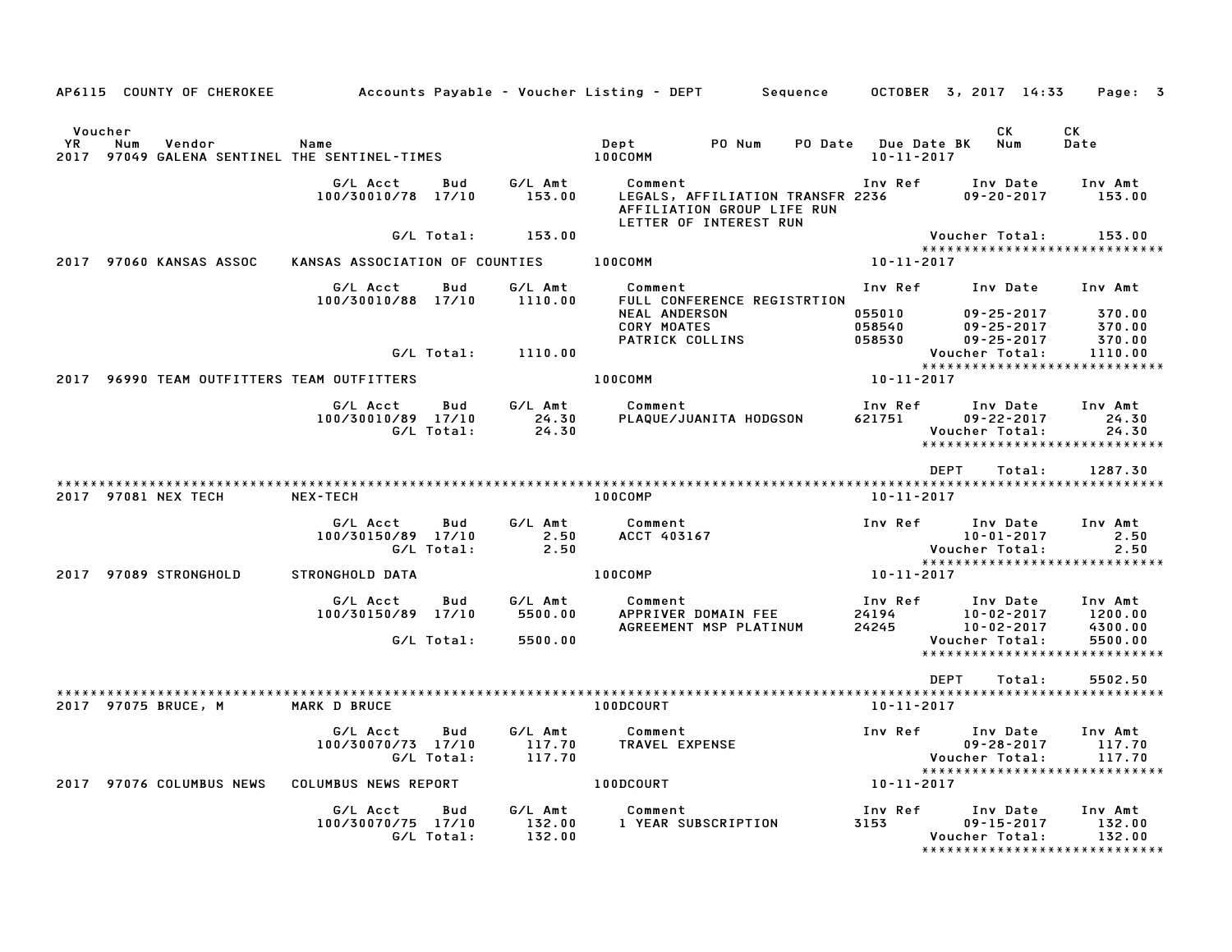AP6115 COUNTY OF CHEROKEE Accounts Payable - Voucher Listing - DEPT Sequence OCTOBER 3, 2017 14:33 Page: 3

| Voucher YR | Num | Vendor | Name | Dept | PO Num | PO Date | Due Date BK | CK Num | CK Date |
|---|---|---|---|---|---|---|---|---|---|
| 2017 | 97049 | GALENA SENTINEL | THE SENTINEL-TIMES | 100COMM | | | 10-11-2017 | | |

| G/L Acct | Bud | G/L Amt | Comment | Inv Ref | Inv Date | Inv Amt |
|---|---|---|---|---|---|---|
| 100/30010/78 | 17/10 | 153.00 | LEGALS, AFFILIATION TRANSFR AFFILIATION GROUP LIFE RUN LETTER OF INTEREST RUN | 2236 | 09-20-2017 | 153.00 |
| G/L Total: | | 153.00 | | | Voucher Total: | 153.00 |

*****************************

| Voucher YR | Num | Vendor | Name | Dept | Due Date BK |
|---|---|---|---|---|---|
| 2017 | 97060 | KANSAS ASSOC | KANSAS ASSOCIATION OF COUNTIES | 100COMM | 10-11-2017 |

| G/L Acct | Bud | G/L Amt | Comment | Inv Ref | Inv Date | Inv Amt |
|---|---|---|---|---|---|---|
| 100/30010/88 | 17/10 | 1110.00 | FULL CONFERENCE REGISTRTION | | | |
| | | | NEAL ANDERSON | 055010 | 09-25-2017 | 370.00 |
| | | | CORY MOATES | 058540 | 09-25-2017 | 370.00 |
| | | | PATRICK COLLINS | 058530 | 09-25-2017 | 370.00 |
| G/L Total: | | 1110.00 | | | Voucher Total: | 1110.00 |

*****************************

| Voucher YR | Num | Vendor | Name | Dept | Due Date BK |
|---|---|---|---|---|---|
| 2017 | 96990 | TEAM OUTFITTERS | TEAM OUTFITTERS | 100COMM | 10-11-2017 |

| G/L Acct | Bud | G/L Amt | Comment | Inv Ref | Inv Date | Inv Amt |
|---|---|---|---|---|---|---|
| 100/30010/89 | 17/10 | 24.30 | PLAQUE/JUANITA HODGSON | 621751 | 09-22-2017 | 24.30 |
| G/L Total: | | 24.30 | | | Voucher Total: | 24.30 |

*****************************

DEPT Total: 1287.30

*****************************

| Voucher YR | Num | Vendor | Name | Dept | Due Date BK |
|---|---|---|---|---|---|
| 2017 | 97081 | NEX TECH | NEX-TECH | 100COMP | 10-11-2017 |

| G/L Acct | Bud | G/L Amt | Comment | Inv Ref | Inv Date | Inv Amt |
|---|---|---|---|---|---|---|
| 100/30150/89 | 17/10 | 2.50 | ACCT 403167 | | 10-01-2017 | 2.50 |
| G/L Total: | | 2.50 | | | Voucher Total: | 2.50 |

*****************************

| Voucher YR | Num | Vendor | Name | Dept | Due Date BK |
|---|---|---|---|---|---|
| 2017 | 97089 | STRONGHOLD | STRONGHOLD DATA | 100COMP | 10-11-2017 |

| G/L Acct | Bud | G/L Amt | Comment | Inv Ref | Inv Date | Inv Amt |
|---|---|---|---|---|---|---|
| 100/30150/89 | 17/10 | 5500.00 | APPRIVER DOMAIN FEE | 24194 | 10-02-2017 | 1200.00 |
| | | | AGREEMENT MSP PLATINUM | 24245 | 10-02-2017 | 4300.00 |
| G/L Total: | | 5500.00 | | | Voucher Total: | 5500.00 |

*****************************

DEPT Total: 5502.50

*****************************

| Voucher YR | Num | Vendor | Name | Dept | Due Date BK |
|---|---|---|---|---|---|
| 2017 | 97075 | BRUCE, M | MARK D BRUCE | 100DCOURT | 10-11-2017 |

| G/L Acct | Bud | G/L Amt | Comment | Inv Ref | Inv Date | Inv Amt |
|---|---|---|---|---|---|---|
| 100/30070/73 | 17/10 | 117.70 | TRAVEL EXPENSE | | 09-28-2017 | 117.70 |
| G/L Total: | | 117.70 | | | Voucher Total: | 117.70 |

*****************************

| Voucher YR | Num | Vendor | Name | Dept | Due Date BK |
|---|---|---|---|---|---|
| 2017 | 97076 | COLUMBUS NEWS | COLUMBUS NEWS REPORT | 100DCOURT | 10-11-2017 |

| G/L Acct | Bud | G/L Amt | Comment | Inv Ref | Inv Date | Inv Amt |
|---|---|---|---|---|---|---|
| 100/30070/75 | 17/10 | 132.00 | 1 YEAR SUBSCRIPTION | 3153 | 09-15-2017 | 132.00 |
| G/L Total: | | 132.00 | | | Voucher Total: | 132.00 |

*****************************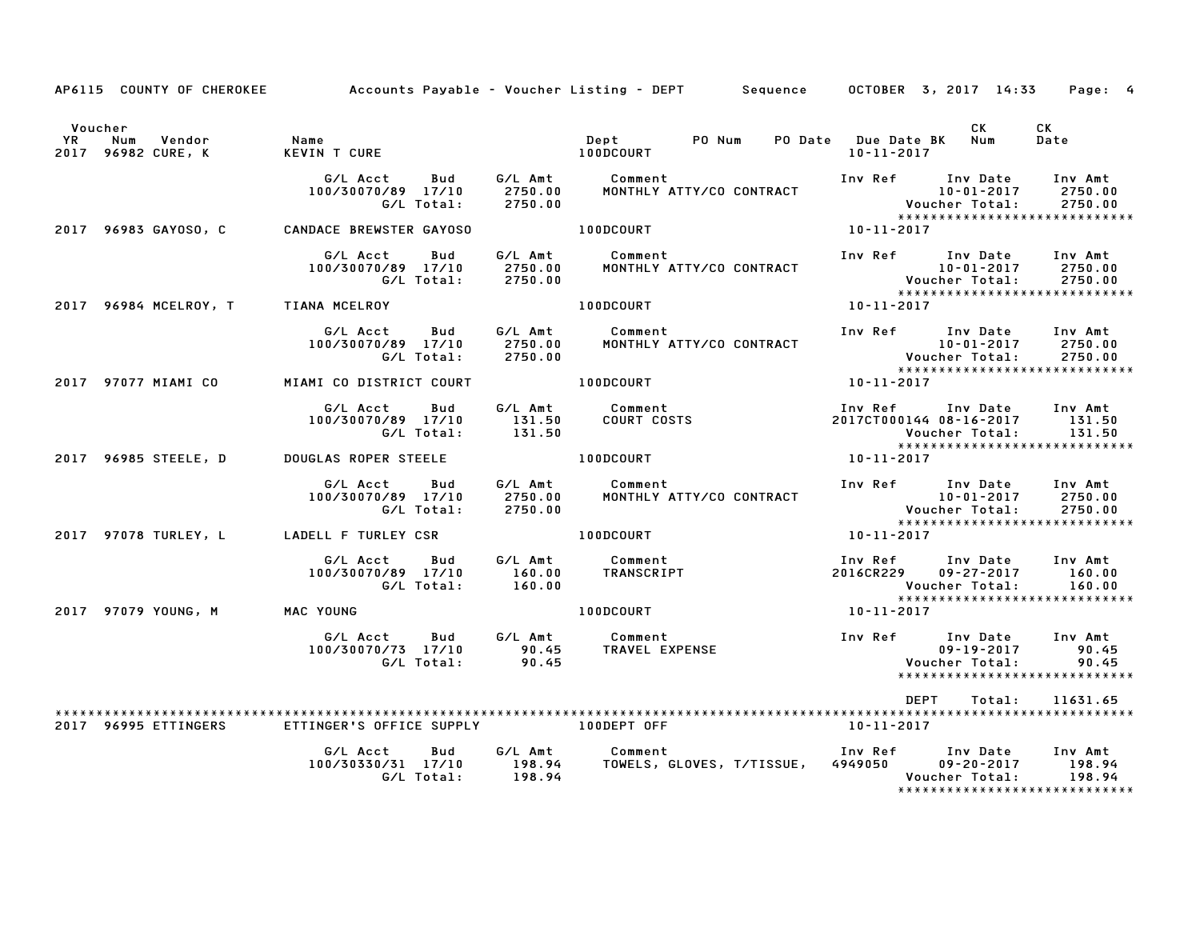AP6115 COUNTY OF CHEROKEE Accounts Payable - Voucher Listing - DEPT Sequence OCTOBER 3, 2017 14:33 Page: 4

| Voucher YR | Num | Vendor | Name | Dept | PO Num | PO Date | Due Date BK | CK Num | CK Date |
|---|---|---|---|---|---|---|---|---|---|
| 2017 | 96982 | CURE, K | KEVIN T CURE | 100DCOURT | | | 10-11-2017 | | |

| G/L Acct | Bud | G/L Amt | Comment | Inv Ref | Inv Date | Inv Amt |
|---|---|---|---|---|---|---|
| 100/30070/89 | 17/10 | 2750.00 | MONTHLY ATTY/CO CONTRACT | | 10-01-2017 | 2750.00 |
| | G/L Total: | 2750.00 | | | Voucher Total: | 2750.00 |

****************************

| Voucher YR | Num | Vendor | Name | Dept | PO Num | PO Date | Due Date BK | CK Num | CK Date |
|---|---|---|---|---|---|---|---|---|---|
| 2017 | 96983 | GAYOSO, C | CANDACE BREWSTER GAYOSO | 100DCOURT | | | 10-11-2017 | | |

| G/L Acct | Bud | G/L Amt | Comment | Inv Ref | Inv Date | Inv Amt |
|---|---|---|---|---|---|---|
| 100/30070/89 | 17/10 | 2750.00 | MONTHLY ATTY/CO CONTRACT | | 10-01-2017 | 2750.00 |
| | G/L Total: | 2750.00 | | | Voucher Total: | 2750.00 |

****************************

| Voucher YR | Num | Vendor | Name | Dept | PO Num | PO Date | Due Date BK | CK Num | CK Date |
|---|---|---|---|---|---|---|---|---|---|
| 2017 | 96984 | MCELROY, T | TIANA MCELROY | 100DCOURT | | | 10-11-2017 | | |

| G/L Acct | Bud | G/L Amt | Comment | Inv Ref | Inv Date | Inv Amt |
|---|---|---|---|---|---|---|
| 100/30070/89 | 17/10 | 2750.00 | MONTHLY ATTY/CO CONTRACT | | 10-01-2017 | 2750.00 |
| | G/L Total: | 2750.00 | | | Voucher Total: | 2750.00 |

****************************

| Voucher YR | Num | Vendor | Name | Dept | PO Num | PO Date | Due Date BK | CK Num | CK Date |
|---|---|---|---|---|---|---|---|---|---|
| 2017 | 97077 | MIAMI CO | MIAMI CO DISTRICT COURT | 100DCOURT | | | 10-11-2017 | | |

| G/L Acct | Bud | G/L Amt | Comment | Inv Ref | Inv Date | Inv Amt |
|---|---|---|---|---|---|---|
| 100/30070/89 | 17/10 | 131.50 | COURT COSTS | 2017CT000144 | 08-16-2017 | 131.50 |
| | G/L Total: | 131.50 | | | Voucher Total: | 131.50 |

****************************

| Voucher YR | Num | Vendor | Name | Dept | PO Num | PO Date | Due Date BK | CK Num | CK Date |
|---|---|---|---|---|---|---|---|---|---|
| 2017 | 96985 | STEELE, D | DOUGLAS ROPER STEELE | 100DCOURT | | | 10-11-2017 | | |

| G/L Acct | Bud | G/L Amt | Comment | Inv Ref | Inv Date | Inv Amt |
|---|---|---|---|---|---|---|
| 100/30070/89 | 17/10 | 2750.00 | MONTHLY ATTY/CO CONTRACT | | 10-01-2017 | 2750.00 |
| | G/L Total: | 2750.00 | | | Voucher Total: | 2750.00 |

****************************

| Voucher YR | Num | Vendor | Name | Dept | PO Num | PO Date | Due Date BK | CK Num | CK Date |
|---|---|---|---|---|---|---|---|---|---|
| 2017 | 97078 | TURLEY, L | LADELL F TURLEY CSR | 100DCOURT | | | 10-11-2017 | | |

| G/L Acct | Bud | G/L Amt | Comment | Inv Ref | Inv Date | Inv Amt |
|---|---|---|---|---|---|---|
| 100/30070/89 | 17/10 | 160.00 | TRANSCRIPT | 2016CR229 | 09-27-2017 | 160.00 |
| | G/L Total: | 160.00 | | | Voucher Total: | 160.00 |

****************************

| Voucher YR | Num | Vendor | Name | Dept | PO Num | PO Date | Due Date BK | CK Num | CK Date |
|---|---|---|---|---|---|---|---|---|---|
| 2017 | 97079 | YOUNG, M | MAC YOUNG | 100DCOURT | | | 10-11-2017 | | |

| G/L Acct | Bud | G/L Amt | Comment | Inv Ref | Inv Date | Inv Amt |
|---|---|---|---|---|---|---|
| 100/30070/73 | 17/10 | 90.45 | TRAVEL EXPENSE | | 09-19-2017 | 90.45 |
| | G/L Total: | 90.45 | | | Voucher Total: | 90.45 |

****************************

DEPT Total: 11631.65

****************************************************************************************************************************

| Voucher YR | Num | Vendor | Name | Dept | PO Num | PO Date | Due Date BK | CK Num | CK Date |
|---|---|---|---|---|---|---|---|---|---|
| 2017 | 96995 | ETTINGERS | ETTINGER'S OFFICE SUPPLY | 100DEPT OFF | | | 10-11-2017 | | |

| G/L Acct | Bud | G/L Amt | Comment | Inv Ref | Inv Date | Inv Amt |
|---|---|---|---|---|---|---|
| 100/30330/31 | 17/10 | 198.94 | TOWELS, GLOVES, T/TISSUE, | 4949050 | 09-20-2017 | 198.94 |
| | G/L Total: | 198.94 | | | Voucher Total: | 198.94 |

****************************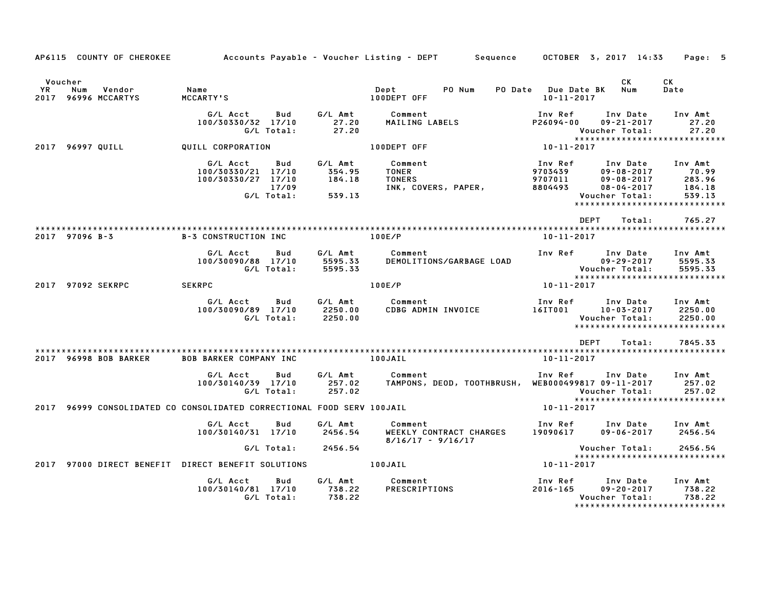AP6115 COUNTY OF CHEROKEE Accounts Payable - Voucher Listing - DEPT Sequence OCTOBER 3, 2017 14:33

| Voucher YR | Num | Vendor | Name | Dept | PO Num | PO Date | Due Date BK | CK Num | CK Date |
|---|---|---|---|---|---|---|---|---|---|
| 2017 | 96996 | MCCARTYS | MCCARTY'S | 100DEPT OFF | | | 10-11-2017 | | |

| G/L Acct | Bud | G/L Amt | Comment | Inv Ref | Inv Date | Inv Amt |
|---|---|---|---|---|---|---|
| 100/30330/32 | 17/10 | 27.20 | MAILING LABELS | P26094-00 | 09-21-2017 | 27.20 |
| | G/L Total: | 27.20 | | | Voucher Total: | 27.20 |

| Voucher YR | Num | Vendor | Name | Dept | Due Date |
|---|---|---|---|---|---|
| 2017 | 96997 | QUILL | QUILL CORPORATION | 100DEPT OFF | 10-11-2017 |

| G/L Acct | Bud | G/L Amt | Comment | Inv Ref | Inv Date | Inv Amt |
|---|---|---|---|---|---|---|
| 100/30330/21 | 17/10 | 354.95 | TONER | 9703439 | 09-08-2017 | 70.99 |
| 100/30330/27 | 17/10 | 184.18 | TONERS | 9707011 | 09-08-2017 | 283.96 |
| | 17/09 | | INK, COVERS, PAPER, | 8804493 | 08-04-2017 | 184.18 |
| | G/L Total: | 539.13 | | | Voucher Total: | 539.13 |

DEPT Total: 765.27

| Voucher YR | Num | Vendor | Name | Dept | Due Date |
|---|---|---|---|---|---|
| 2017 | 97096 | B-3 | B-3 CONSTRUCTION INC | 100E/P | 10-11-2017 |

| G/L Acct | Bud | G/L Amt | Comment | Inv Ref | Inv Date | Inv Amt |
|---|---|---|---|---|---|---|
| 100/30090/88 | 17/10 | 5595.33 | DEMOLITIONS/GARBAGE LOAD | | 09-29-2017 | 5595.33 |
| | G/L Total: | 5595.33 | | | Voucher Total: | 5595.33 |

| Voucher YR | Num | Vendor | Name | Dept | Due Date |
|---|---|---|---|---|---|
| 2017 | 97092 | SEKRPC | SEKRPC | 100E/P | 10-11-2017 |

| G/L Acct | Bud | G/L Amt | Comment | Inv Ref | Inv Date | Inv Amt |
|---|---|---|---|---|---|---|
| 100/30090/89 | 17/10 | 2250.00 | CDBG ADMIN INVOICE | 16IT001 | 10-03-2017 | 2250.00 |
| | G/L Total: | 2250.00 | | | Voucher Total: | 2250.00 |

DEPT Total: 7845.33

| Voucher YR | Num | Vendor | Name | Dept | Due Date |
|---|---|---|---|---|---|
| 2017 | 96998 | BOB BARKER | BOB BARKER COMPANY INC | 100JAIL | 10-11-2017 |

| G/L Acct | Bud | G/L Amt | Comment | Inv Ref | Inv Date | Inv Amt |
|---|---|---|---|---|---|---|
| 100/30140/39 | 17/10 | 257.02 | TAMPONS, DEOD, TOOTHBRUSH, | WEB000499817 | 09-11-2017 | 257.02 |
| | G/L Total: | 257.02 | | | Voucher Total: | 257.02 |

| Voucher YR | Num | Vendor | Name | Dept | Due Date |
|---|---|---|---|---|---|
| 2017 | 96999 | CONSOLIDATED CO | CONSOLIDATED CORRECTIONAL FOOD SERV | 100JAIL | 10-11-2017 |

| G/L Acct | Bud | G/L Amt | Comment | Inv Ref | Inv Date | Inv Amt |
|---|---|---|---|---|---|---|
| 100/30140/31 | 17/10 | 2456.54 | WEEKLY CONTRACT CHARGES 8/16/17 - 9/16/17 | 19090617 | 09-06-2017 | 2456.54 |
| | G/L Total: | 2456.54 | | | Voucher Total: | 2456.54 |

| Voucher YR | Num | Vendor | Name | Dept | Due Date |
|---|---|---|---|---|---|
| 2017 | 97000 | DIRECT BENEFIT | DIRECT BENEFIT SOLUTIONS | 100JAIL | 10-11-2017 |

| G/L Acct | Bud | G/L Amt | Comment | Inv Ref | Inv Date | Inv Amt |
|---|---|---|---|---|---|---|
| 100/30140/81 | 17/10 | 738.22 | PRESCRIPTIONS | 2016-165 | 09-20-2017 | 738.22 |
| | G/L Total: | 738.22 | | | Voucher Total: | 738.22 |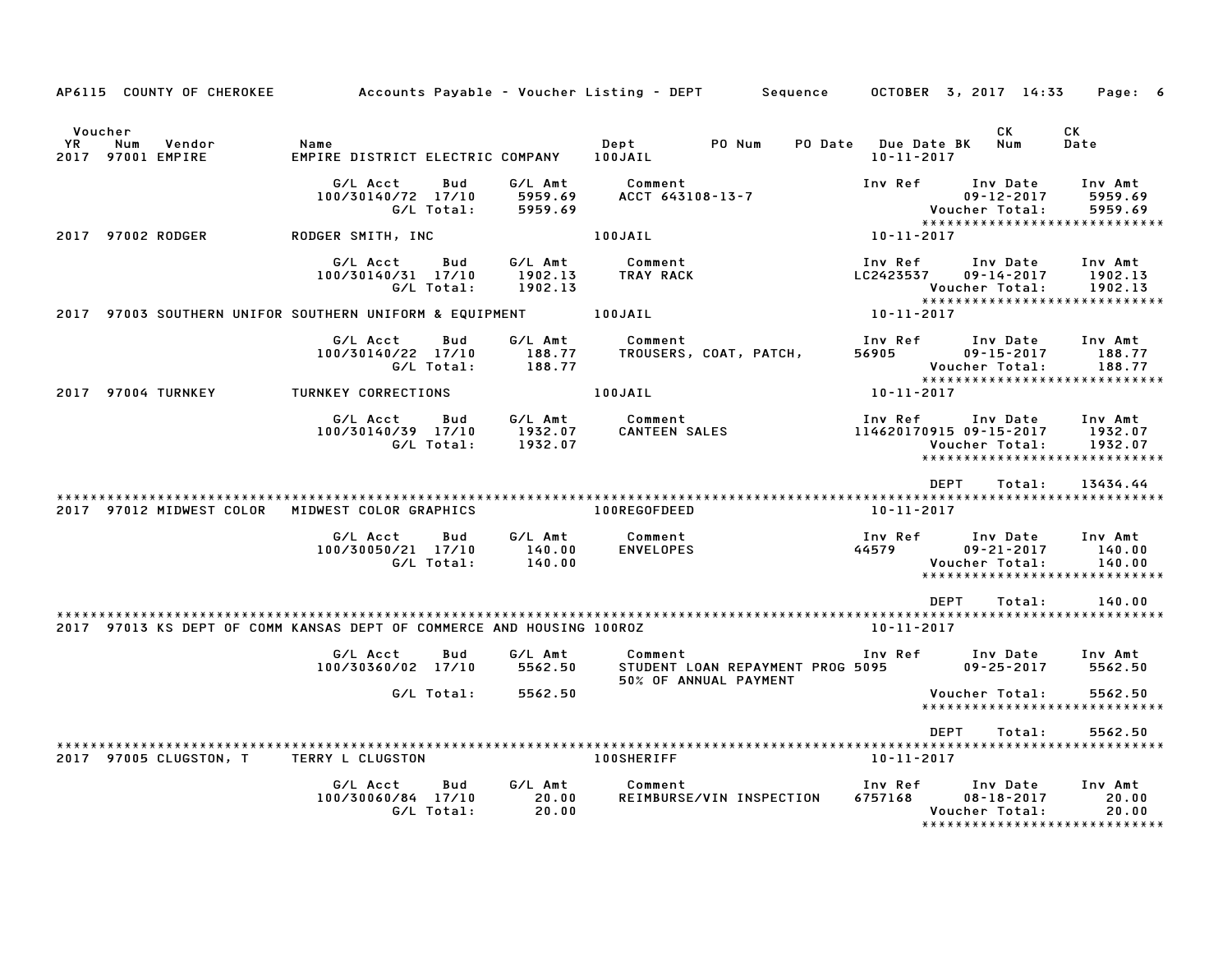AP6115 COUNTY OF CHEROKEE — Accounts Payable - Voucher Listing - DEPT — Sequence — OCTOBER 3, 2017 14:33

| Voucher YR | Num | Vendor | Name | Dept | PO Num | PO Date | Due Date BK | CK Num | CK Date |
|---|---|---|---|---|---|---|---|---|---|
| 2017 | 97001 | EMPIRE | EMPIRE DISTRICT ELECTRIC COMPANY | 100JAIL | | | 10-11-2017 | | |

| G/L Acct | Bud | G/L Amt | Comment | Inv Ref | Inv Date | Inv Amt |
|---|---|---|---|---|---|---|
| 100/30140/72 | 17/10 | 5959.69 | ACCT 643108-13-7 | | 09-12-2017 | 5959.69 |
| | G/L Total: | 5959.69 | | | Voucher Total: | 5959.69 |

*****************************

| Voucher YR | Num | Vendor | Name | Dept | Due Date BK |
|---|---|---|---|---|---|
| 2017 | 97002 | RODGER | RODGER SMITH, INC | 100JAIL | 10-11-2017 |

| G/L Acct | Bud | G/L Amt | Comment | Inv Ref | Inv Date | Inv Amt |
|---|---|---|---|---|---|---|
| 100/30140/31 | 17/10 | 1902.13 | TRAY RACK | LC2423537 | 09-14-2017 | 1902.13 |
| | G/L Total: | 1902.13 | | | Voucher Total: | 1902.13 |

*****************************

| Voucher YR | Num | Vendor | Name | Dept | Due Date BK |
|---|---|---|---|---|---|
| 2017 | 97003 | SOUTHERN UNIFOR | SOUTHERN UNIFORM & EQUIPMENT | 100JAIL | 10-11-2017 |

| G/L Acct | Bud | G/L Amt | Comment | Inv Ref | Inv Date | Inv Amt |
|---|---|---|---|---|---|---|
| 100/30140/22 | 17/10 | 188.77 | TROUSERS, COAT, PATCH, | 56905 | 09-15-2017 | 188.77 |
| | G/L Total: | 188.77 | | | Voucher Total: | 188.77 |

*****************************

| Voucher YR | Num | Vendor | Name | Dept | Due Date BK |
|---|---|---|---|---|---|
| 2017 | 97004 | TURNKEY | TURNKEY CORRECTIONS | 100JAIL | 10-11-2017 |

| G/L Acct | Bud | G/L Amt | Comment | Inv Ref | Inv Date | Inv Amt |
|---|---|---|---|---|---|---|
| 100/30140/39 | 17/10 | 1932.07 | CANTEEN SALES | 114620170915 | 09-15-2017 | 1932.07 |
| | G/L Total: | 1932.07 | | | Voucher Total: | 1932.07 |

*****************************

DEPT Total: 13434.44

*****************************

| Voucher YR | Num | Vendor | Name | Dept | Due Date BK |
|---|---|---|---|---|---|
| 2017 | 97012 | MIDWEST COLOR | MIDWEST COLOR GRAPHICS | 100REGOFDEED | 10-11-2017 |

| G/L Acct | Bud | G/L Amt | Comment | Inv Ref | Inv Date | Inv Amt |
|---|---|---|---|---|---|---|
| 100/30050/21 | 17/10 | 140.00 | ENVELOPES | 44579 | 09-21-2017 | 140.00 |
| | G/L Total: | 140.00 | | | Voucher Total: | 140.00 |

*****************************

DEPT Total: 140.00

*****************************

| Voucher YR | Num | Vendor | Name | Dept | Due Date BK |
|---|---|---|---|---|---|
| 2017 | 97013 | KS DEPT OF COMM | KANSAS DEPT OF COMMERCE AND HOUSING | 100ROZ | 10-11-2017 |

| G/L Acct | Bud | G/L Amt | Comment | Inv Ref | Inv Date | Inv Amt |
|---|---|---|---|---|---|---|
| 100/30360/02 | 17/10 | 5562.50 | STUDENT LOAN REPAYMENT PROG 50% OF ANNUAL PAYMENT | 5095 | 09-25-2017 | 5562.50 |
| | G/L Total: | 5562.50 | | | Voucher Total: | 5562.50 |

*****************************

DEPT Total: 5562.50

*****************************

| Voucher YR | Num | Vendor | Name | Dept | Due Date BK |
|---|---|---|---|---|---|
| 2017 | 97005 | CLUGSTON, T | TERRY L CLUGSTON | 100SHERIFF | 10-11-2017 |

| G/L Acct | Bud | G/L Amt | Comment | Inv Ref | Inv Date | Inv Amt |
|---|---|---|---|---|---|---|
| 100/30060/84 | 17/10 | 20.00 | REIMBURSE/VIN INSPECTION | 6757168 | 08-18-2017 | 20.00 |
| | G/L Total: | 20.00 | | | Voucher Total: | 20.00 |

*****************************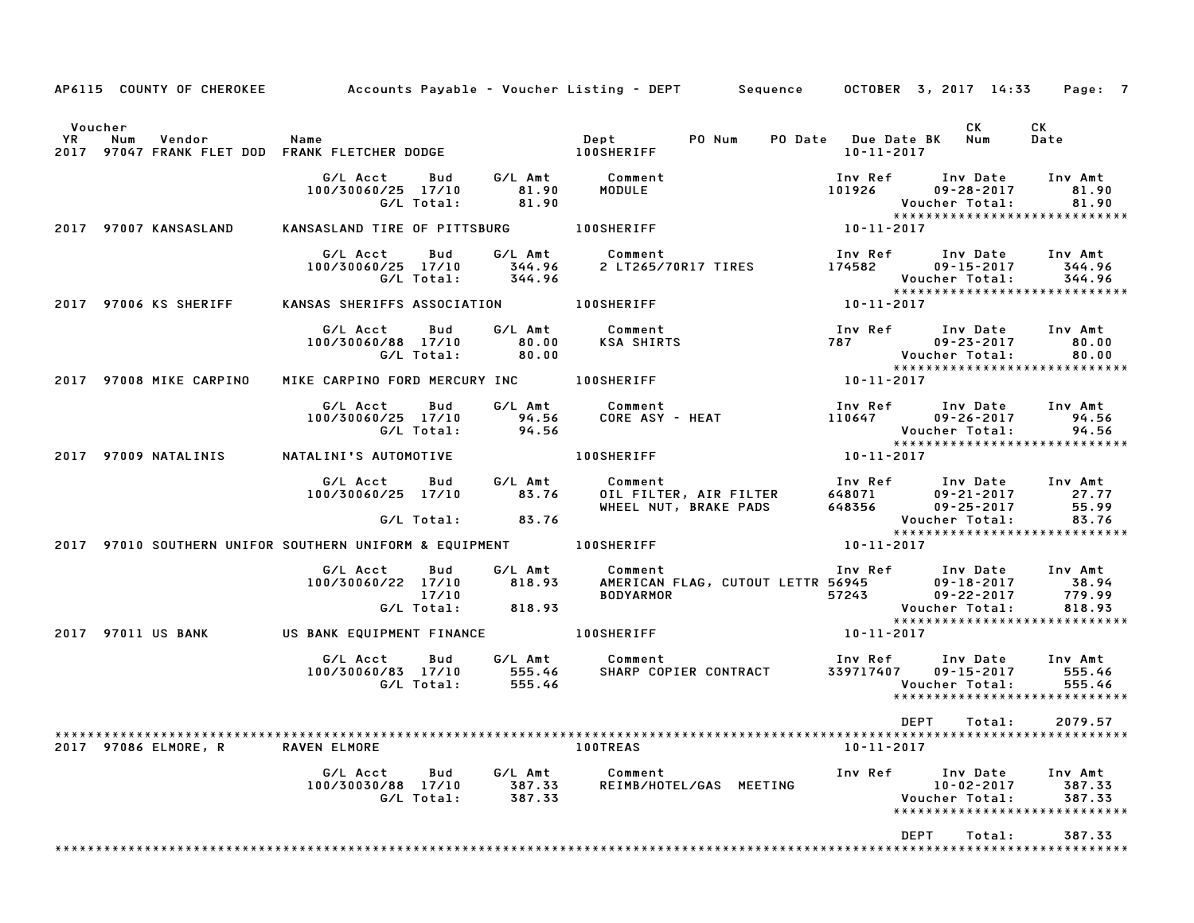AP6115 COUNTY OF CHEROKEE Accounts Payable - Voucher Listing - DEPT Sequence OCTOBER 3, 2017 14:33

| Voucher YR | Num | Vendor | Name | Dept | PO Num | PO Date | Due Date BK | CK Num | CK Date |
|---|---|---|---|---|---|---|---|---|---|
| 2017 | 97047 | FRANK FLET DOD | FRANK FLETCHER DODGE | 100SHERIFF | | | 10-11-2017 | | |

| G/L Acct | Bud | G/L Amt | Comment | Inv Ref | Inv Date | Inv Amt |
|---|---|---|---|---|---|---|
| 100/30060/25 | 17/10 | 81.90 | MODULE | 101926 | 09-28-2017 | 81.90 |
| | G/L Total: | 81.90 | | | Voucher Total: | 81.90 |

****************************

| YR | Num | Vendor | Name | Dept | Due Date |
|---|---|---|---|---|---|
| 2017 | 97007 | KANSASLAND | KANSASLAND TIRE OF PITTSBURG | 100SHERIFF | 10-11-2017 |

| G/L Acct | Bud | G/L Amt | Comment | Inv Ref | Inv Date | Inv Amt |
|---|---|---|---|---|---|---|
| 100/30060/25 | 17/10 | 344.96 | 2 LT265/70R17 TIRES | 174582 | 09-15-2017 | 344.96 |
| | G/L Total: | 344.96 | | | Voucher Total: | 344.96 |

****************************

| YR | Num | Vendor | Name | Dept | Due Date |
|---|---|---|---|---|---|
| 2017 | 97006 | KS SHERIFF | KANSAS SHERIFFS ASSOCIATION | 100SHERIFF | 10-11-2017 |

| G/L Acct | Bud | G/L Amt | Comment | Inv Ref | Inv Date | Inv Amt |
|---|---|---|---|---|---|---|
| 100/30060/88 | 17/10 | 80.00 | KSA SHIRTS | 787 | 09-23-2017 | 80.00 |
| | G/L Total: | 80.00 | | | Voucher Total: | 80.00 |

****************************

| YR | Num | Vendor | Name | Dept | Due Date |
|---|---|---|---|---|---|
| 2017 | 97008 | MIKE CARPINO | MIKE CARPINO FORD MERCURY INC | 100SHERIFF | 10-11-2017 |

| G/L Acct | Bud | G/L Amt | Comment | Inv Ref | Inv Date | Inv Amt |
|---|---|---|---|---|---|---|
| 100/30060/25 | 17/10 | 94.56 | CORE ASY - HEAT | 110647 | 09-26-2017 | 94.56 |
| | G/L Total: | 94.56 | | | Voucher Total: | 94.56 |

****************************

| YR | Num | Vendor | Name | Dept | Due Date |
|---|---|---|---|---|---|
| 2017 | 97009 | NATALINIS | NATALINI'S AUTOMOTIVE | 100SHERIFF | 10-11-2017 |

| G/L Acct | Bud | G/L Amt | Comment | Inv Ref | Inv Date | Inv Amt |
|---|---|---|---|---|---|---|
| 100/30060/25 | 17/10 | 83.76 | OIL FILTER, AIR FILTER | 648071 | 09-21-2017 | 27.77 |
| | | | WHEEL NUT, BRAKE PADS | 648356 | 09-25-2017 | 55.99 |
| | G/L Total: | 83.76 | | | Voucher Total: | 83.76 |

****************************

| YR | Num | Vendor | Name | Dept | Due Date |
|---|---|---|---|---|---|
| 2017 | 97010 | SOUTHERN UNIFOR | SOUTHERN UNIFORM & EQUIPMENT | 100SHERIFF | 10-11-2017 |

| G/L Acct | Bud | G/L Amt | Comment | Inv Ref | Inv Date | Inv Amt |
|---|---|---|---|---|---|---|
| 100/30060/22 | 17/10 | 818.93 | AMERICAN FLAG, CUTOUT LETTR | 56945 | 09-18-2017 | 38.94 |
| | 17/10 | | BODYARMOR | 57243 | 09-22-2017 | 779.99 |
| | G/L Total: | 818.93 | | | Voucher Total: | 818.93 |

****************************

| YR | Num | Vendor | Name | Dept | Due Date |
|---|---|---|---|---|---|
| 2017 | 97011 | US BANK | US BANK EQUIPMENT FINANCE | 100SHERIFF | 10-11-2017 |

| G/L Acct | Bud | G/L Amt | Comment | Inv Ref | Inv Date | Inv Amt |
|---|---|---|---|---|---|---|
| 100/30060/83 | 17/10 | 555.46 | SHARP COPIER CONTRACT | 339717407 | 09-15-2017 | 555.46 |
| | G/L Total: | 555.46 | | | Voucher Total: | 555.46 |

****************************

DEPT Total: 2079.57

****************************

| YR | Num | Vendor | Name | Dept | Due Date |
|---|---|---|---|---|---|
| 2017 | 97086 | ELMORE, R | RAVEN ELMORE | 100TREAS | 10-11-2017 |

| G/L Acct | Bud | G/L Amt | Comment | Inv Ref | Inv Date | Inv Amt |
|---|---|---|---|---|---|---|
| 100/30030/88 | 17/10 | 387.33 | REIMB/HOTEL/GAS MEETING | | 10-02-2017 | 387.33 |
| | G/L Total: | 387.33 | | | Voucher Total: | 387.33 |

****************************

DEPT Total: 387.33

****************************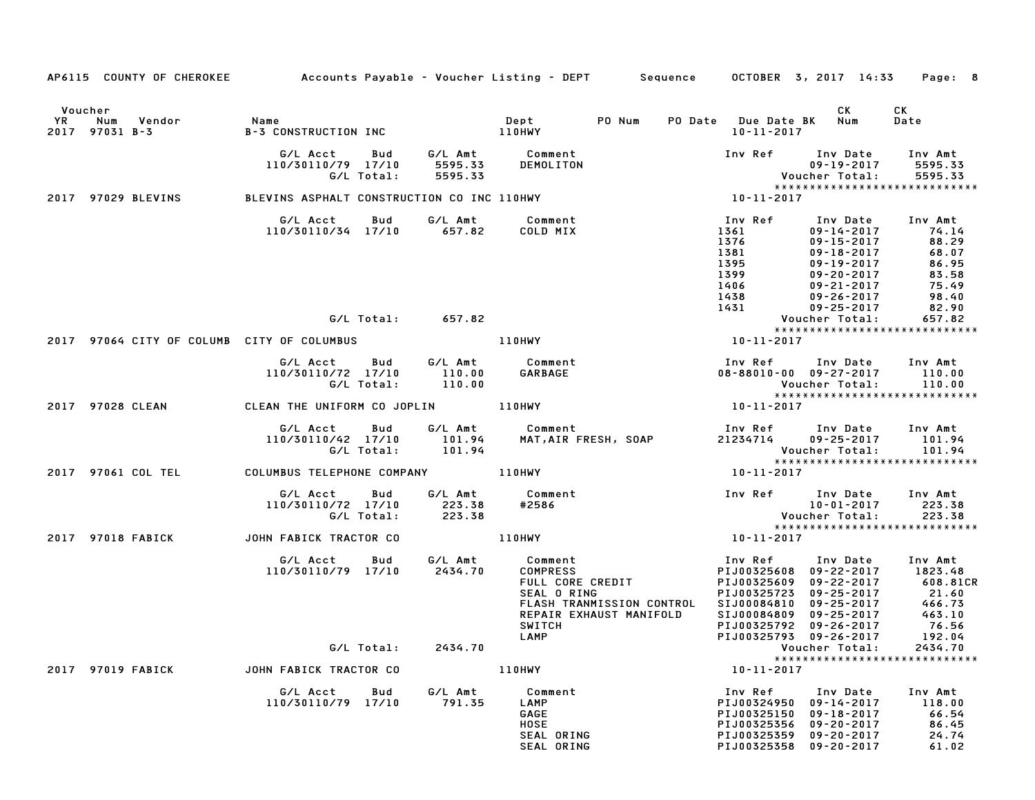AP6115 COUNTY OF CHEROKEE Accounts Payable - Voucher Listing - DEPT Sequence OCTOBER 3, 2017 14:33 Page: 8

| Voucher YR | Num | Vendor | Name | Dept | PO Num | PO Date | Due Date | BK | CK Num | CK Date |
|---|---|---|---|---|---|---|---|---|---|---|
| 2017 | 97031 | B-3 | B-3 CONSTRUCTION INC | 110HWY | | | 10-11-2017 | | | |

| G/L Acct | Bud | G/L Amt | Comment | Inv Ref | Inv Date | Inv Amt |
|---|---|---|---|---|---|---|
| 110/30110/79 | 17/10 | 5595.33 | DEMOLITON | | 09-19-2017 | 5595.33 |
| | G/L Total: | 5595.33 | | | Voucher Total: | 5595.33 |

| Voucher YR | Num | Vendor | Name | Dept | Due Date |
|---|---|---|---|---|---|
| 2017 | 97029 | BLEVINS | BLEVINS ASPHALT CONSTRUCTION CO INC | 110HWY | 10-11-2017 |

| G/L Acct | Bud | G/L Amt | Comment | Inv Ref | Inv Date | Inv Amt |
|---|---|---|---|---|---|---|
| 110/30110/34 | 17/10 | 657.82 | COLD MIX | 1361 | 09-14-2017 | 74.14 |
| | | | | 1376 | 09-15-2017 | 88.29 |
| | | | | 1381 | 09-18-2017 | 68.07 |
| | | | | 1395 | 09-19-2017 | 86.95 |
| | | | | 1399 | 09-20-2017 | 83.58 |
| | | | | 1406 | 09-21-2017 | 75.49 |
| | | | | 1438 | 09-26-2017 | 98.40 |
| | | | | 1431 | 09-25-2017 | 82.90 |
| | G/L Total: | 657.82 | | | Voucher Total: | 657.82 |

| Voucher YR | Num | Vendor | Name | Dept | Due Date |
|---|---|---|---|---|---|
| 2017 | 97064 | CITY OF COLUMB | CITY OF COLUMBUS | 110HWY | 10-11-2017 |

| G/L Acct | Bud | G/L Amt | Comment | Inv Ref | Inv Date | Inv Amt |
|---|---|---|---|---|---|---|
| 110/30110/72 | 17/10 | 110.00 | GARBAGE | 08-88010-00 | 09-27-2017 | 110.00 |
| | G/L Total: | 110.00 | | | Voucher Total: | 110.00 |

| Voucher YR | Num | Vendor | Name | Dept | Due Date |
|---|---|---|---|---|---|
| 2017 | 97028 | CLEAN | CLEAN THE UNIFORM CO JOPLIN | 110HWY | 10-11-2017 |

| G/L Acct | Bud | G/L Amt | Comment | Inv Ref | Inv Date | Inv Amt |
|---|---|---|---|---|---|---|
| 110/30110/42 | 17/10 | 101.94 | MAT,AIR FRESH, SOAP | 21234714 | 09-25-2017 | 101.94 |
| | G/L Total: | 101.94 | | | Voucher Total: | 101.94 |

| Voucher YR | Num | Vendor | Name | Dept | Due Date |
|---|---|---|---|---|---|
| 2017 | 97061 | COL TEL | COLUMBUS TELEPHONE COMPANY | 110HWY | 10-11-2017 |

| G/L Acct | Bud | G/L Amt | Comment | Inv Ref | Inv Date | Inv Amt |
|---|---|---|---|---|---|---|
| 110/30110/72 | 17/10 | 223.38 | #2586 | | 10-01-2017 | 223.38 |
| | G/L Total: | 223.38 | | | Voucher Total: | 223.38 |

| Voucher YR | Num | Vendor | Name | Dept | Due Date |
|---|---|---|---|---|---|
| 2017 | 97018 | FABICK | JOHN FABICK TRACTOR CO | 110HWY | 10-11-2017 |

| G/L Acct | Bud | G/L Amt | Comment | Inv Ref | Inv Date | Inv Amt |
|---|---|---|---|---|---|---|
| 110/30110/79 | 17/10 | 2434.70 | COMPRESS | PIJ00325608 | 09-22-2017 | 1823.48 |
| | | | FULL CORE CREDIT | PIJ00325609 | 09-22-2017 | 608.81CR |
| | | | SEAL O RING | PIJ00325723 | 09-25-2017 | 21.60 |
| | | | FLASH TRANMISSION CONTROL | SIJ00084810 | 09-25-2017 | 466.73 |
| | | | REPAIR EXHAUST MANIFOLD | SIJ00084809 | 09-25-2017 | 463.10 |
| | | | SWITCH | PIJ00325792 | 09-26-2017 | 76.56 |
| | | | LAMP | PIJ00325793 | 09-26-2017 | 192.04 |
| | G/L Total: | 2434.70 | | | Voucher Total: | 2434.70 |

| Voucher YR | Num | Vendor | Name | Dept | Due Date |
|---|---|---|---|---|---|
| 2017 | 97019 | FABICK | JOHN FABICK TRACTOR CO | 110HWY | 10-11-2017 |

| G/L Acct | Bud | G/L Amt | Comment | Inv Ref | Inv Date | Inv Amt |
|---|---|---|---|---|---|---|
| 110/30110/79 | 17/10 | 791.35 | LAMP | PIJ00324950 | 09-14-2017 | 118.00 |
| | | | GAGE | PIJ00325150 | 09-18-2017 | 66.54 |
| | | | HOSE | PIJ00325356 | 09-20-2017 | 86.45 |
| | | | SEAL ORING | PIJ00325359 | 09-20-2017 | 24.74 |
| | | | SEAL ORING | PIJ00325358 | 09-20-2017 | 61.02 |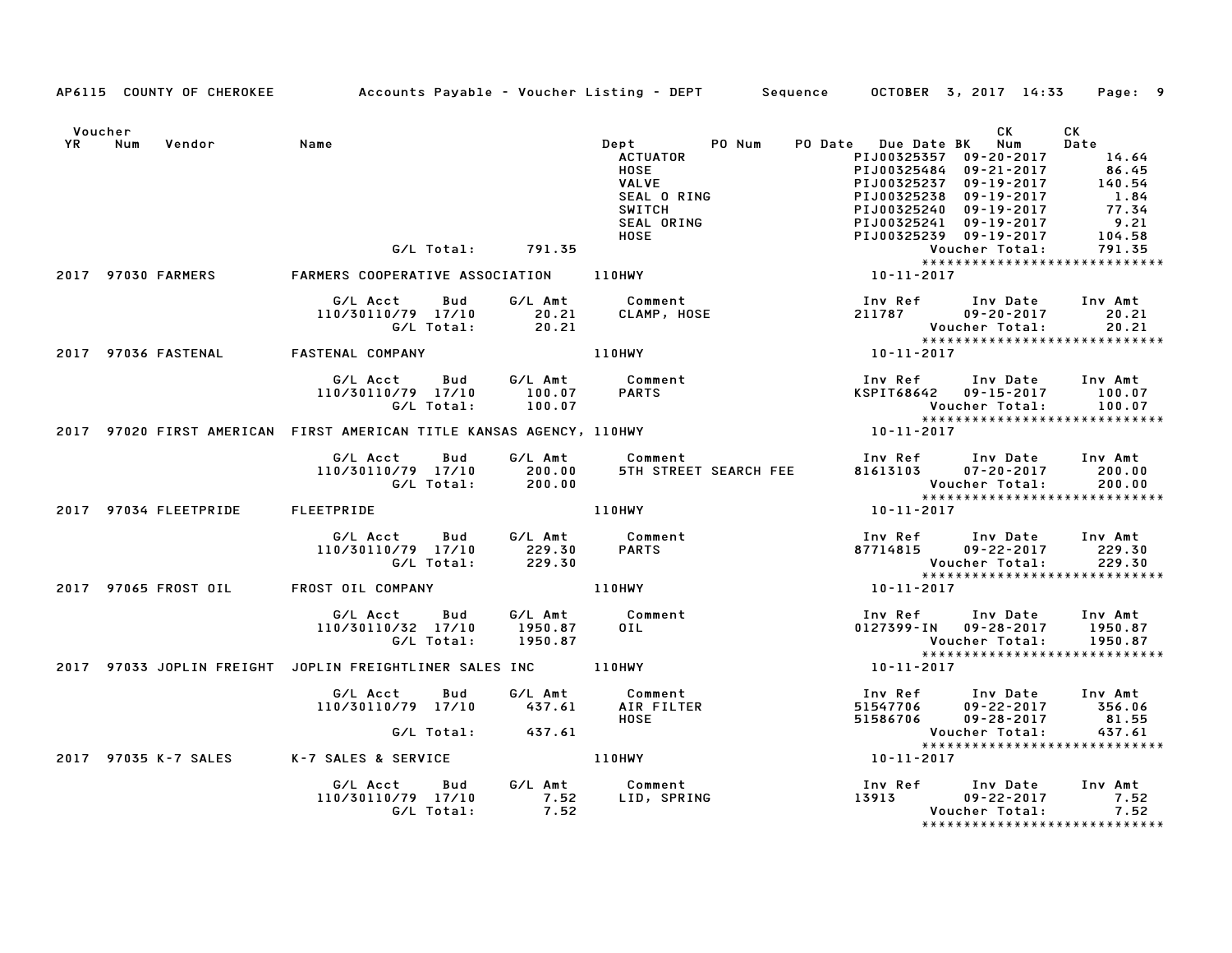AP6115 COUNTY OF CHEROKEE Accounts Payable - Voucher Listing - DEPT Sequence OCTOBER 3, 2017 14:33 Page: 9

| Voucher YR | Num | Vendor | Name | Dept | PO Num | PO Date | Due Date BK | CK Num | CK Date |
|---|---|---|---|---|---|---|---|---|---|

| | | | Comment | Inv Ref | Inv Date | Inv Amt |
|---|---|---|---|---|---|---|
| | | | ACTUATOR | PIJ00325357 | 09-20-2017 | 14.64 |
| | | | HOSE | PIJ00325484 | 09-21-2017 | 86.45 |
| | | | VALVE | PIJ00325237 | 09-19-2017 | 140.54 |
| | | | SEAL O RING | PIJ00325238 | 09-19-2017 | 1.84 |
| | | | SWITCH | PIJ00325240 | 09-19-2017 | 77.34 |
| | | | SEAL ORING | PIJ00325241 | 09-19-2017 | 9.21 |
| | | | HOSE | PIJ00325239 | 09-19-2017 | 104.58 |
| | G/L Total: | 791.35 | | | Voucher Total: | 791.35 |

**2017 97030 FARMERS** — FARMERS COOPERATIVE ASSOCIATION — 110HWY — 10-11-2017

| G/L Acct | Bud | G/L Amt | Comment | Inv Ref | Inv Date | Inv Amt |
|---|---|---|---|---|---|---|
| 110/30110/79 | 17/10 | 20.21 | CLAMP, HOSE | 211787 | 09-20-2017 | 20.21 |
| | G/L Total: | 20.21 | | | Voucher Total: | 20.21 |

**2017 97036 FASTENAL** — FASTENAL COMPANY — 110HWY — 10-11-2017

| G/L Acct | Bud | G/L Amt | Comment | Inv Ref | Inv Date | Inv Amt |
|---|---|---|---|---|---|---|
| 110/30110/79 | 17/10 | 100.07 | PARTS | KSPIT68642 | 09-15-2017 | 100.07 |
| | G/L Total: | 100.07 | | | Voucher Total: | 100.07 |

**2017 97020 FIRST AMERICAN** — FIRST AMERICAN TITLE KANSAS AGENCY, 110HWY — 10-11-2017

| G/L Acct | Bud | G/L Amt | Comment | Inv Ref | Inv Date | Inv Amt |
|---|---|---|---|---|---|---|
| 110/30110/79 | 17/10 | 200.00 | 5TH STREET SEARCH FEE | 81613103 | 07-20-2017 | 200.00 |
| | G/L Total: | 200.00 | | | Voucher Total: | 200.00 |

**2017 97034 FLEETPRIDE** — FLEETPRIDE — 110HWY — 10-11-2017

| G/L Acct | Bud | G/L Amt | Comment | Inv Ref | Inv Date | Inv Amt |
|---|---|---|---|---|---|---|
| 110/30110/79 | 17/10 | 229.30 | PARTS | 87714815 | 09-22-2017 | 229.30 |
| | G/L Total: | 229.30 | | | Voucher Total: | 229.30 |

**2017 97065 FROST OIL** — FROST OIL COMPANY — 110HWY — 10-11-2017

| G/L Acct | Bud | G/L Amt | Comment | Inv Ref | Inv Date | Inv Amt |
|---|---|---|---|---|---|---|
| 110/30110/32 | 17/10 | 1950.87 | OIL | 0127399-IN | 09-28-2017 | 1950.87 |
| | G/L Total: | 1950.87 | | | Voucher Total: | 1950.87 |

**2017 97033 JOPLIN FREIGHT** — JOPLIN FREIGHTLINER SALES INC — 110HWY — 10-11-2017

| G/L Acct | Bud | G/L Amt | Comment | Inv Ref | Inv Date | Inv Amt |
|---|---|---|---|---|---|---|
| 110/30110/79 | 17/10 | 437.61 | AIR FILTER | 51547706 | 09-22-2017 | 356.06 |
| | | | HOSE | 51586706 | 09-28-2017 | 81.55 |
| | G/L Total: | 437.61 | | | Voucher Total: | 437.61 |

**2017 97035 K-7 SALES** — K-7 SALES & SERVICE — 110HWY — 10-11-2017

| G/L Acct | Bud | G/L Amt | Comment | Inv Ref | Inv Date | Inv Amt |
|---|---|---|---|---|---|---|
| 110/30110/79 | 17/10 | 7.52 | LID, SPRING | 13913 | 09-22-2017 | 7.52 |
| | G/L Total: | 7.52 | | | Voucher Total: | 7.52 |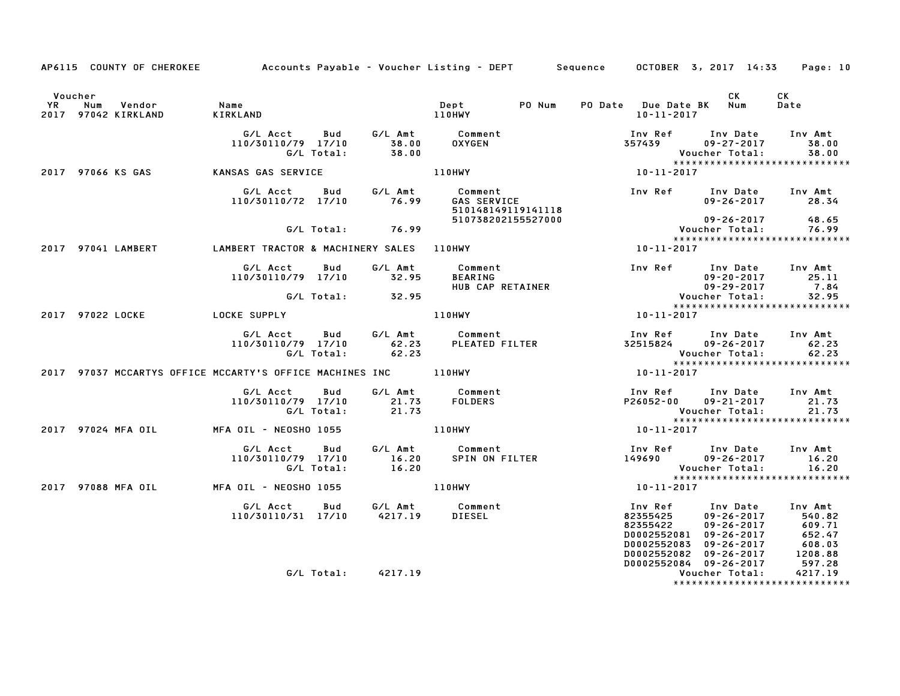AP6115 COUNTY OF CHEROKEE — Accounts Payable - Voucher Listing - DEPT — Sequence — OCTOBER 3, 2017 14:33

| Voucher YR | Num | Vendor | Name | Dept | PO Num | PO Date | Due Date BK | CK Num | CK Date |
|---|---|---|---|---|---|---|---|---|---|
| 2017 | 97042 | KIRKLAND | KIRKLAND | 110HWY | | | 10-11-2017 | | |

| G/L Acct | Bud | G/L Amt | Comment | Inv Ref | Inv Date | Inv Amt |
|---|---|---|---|---|---|---|
| 110/30110/79 | 17/10 | 38.00 | OXYGEN | 357439 | 09-27-2017 | 38.00 |
| | G/L Total: | 38.00 | | | Voucher Total: | 38.00 |

*****************************

| Voucher YR | Num | Vendor | Name | Dept | PO Num | PO Date | Due Date BK | CK Num | CK Date |
|---|---|---|---|---|---|---|---|---|---|
| 2017 | 97066 | KS GAS | KANSAS GAS SERVICE | 110HWY | | | 10-11-2017 | | |

| G/L Acct | Bud | G/L Amt | Comment | Inv Ref | Inv Date | Inv Amt |
|---|---|---|---|---|---|---|
| 110/30110/72 | 17/10 | 76.99 | GAS SERVICE | | 09-26-2017 | 28.34 |
| | | | 510148149119141118 | | | |
| | | | 510738202155527000 | | 09-26-2017 | 48.65 |
| | G/L Total: | 76.99 | | | Voucher Total: | 76.99 |

*****************************

| Voucher YR | Num | Vendor | Name | Dept | PO Num | PO Date | Due Date BK | CK Num | CK Date |
|---|---|---|---|---|---|---|---|---|---|
| 2017 | 97041 | LAMBERT | LAMBERT TRACTOR & MACHINERY SALES | 110HWY | | | 10-11-2017 | | |

| G/L Acct | Bud | G/L Amt | Comment | Inv Ref | Inv Date | Inv Amt |
|---|---|---|---|---|---|---|
| 110/30110/79 | 17/10 | 32.95 | BEARING | | 09-20-2017 | 25.11 |
| | | | HUB CAP RETAINER | | 09-29-2017 | 7.84 |
| | G/L Total: | 32.95 | | | Voucher Total: | 32.95 |

*****************************

| Voucher YR | Num | Vendor | Name | Dept | PO Num | PO Date | Due Date BK | CK Num | CK Date |
|---|---|---|---|---|---|---|---|---|---|
| 2017 | 97022 | LOCKE | LOCKE SUPPLY | 110HWY | | | 10-11-2017 | | |

| G/L Acct | Bud | G/L Amt | Comment | Inv Ref | Inv Date | Inv Amt |
|---|---|---|---|---|---|---|
| 110/30110/79 | 17/10 | 62.23 | PLEATED FILTER | 32515824 | 09-26-2017 | 62.23 |
| | G/L Total: | 62.23 | | | Voucher Total: | 62.23 |

*****************************

| Voucher YR | Num | Vendor | Name | Dept | PO Num | PO Date | Due Date BK | CK Num | CK Date |
|---|---|---|---|---|---|---|---|---|---|
| 2017 | 97037 | MCCARTYS OFFICE | MCCARTY'S OFFICE MACHINES INC | 110HWY | | | 10-11-2017 | | |

| G/L Acct | Bud | G/L Amt | Comment | Inv Ref | Inv Date | Inv Amt |
|---|---|---|---|---|---|---|
| 110/30110/79 | 17/10 | 21.73 | FOLDERS | P26052-00 | 09-21-2017 | 21.73 |
| | G/L Total: | 21.73 | | | Voucher Total: | 21.73 |

*****************************

| Voucher YR | Num | Vendor | Name | Dept | PO Num | PO Date | Due Date BK | CK Num | CK Date |
|---|---|---|---|---|---|---|---|---|---|
| 2017 | 97024 | MFA OIL | MFA OIL - NEOSHO 1055 | 110HWY | | | 10-11-2017 | | |

| G/L Acct | Bud | G/L Amt | Comment | Inv Ref | Inv Date | Inv Amt |
|---|---|---|---|---|---|---|
| 110/30110/79 | 17/10 | 16.20 | SPIN ON FILTER | 149690 | 09-26-2017 | 16.20 |
| | G/L Total: | 16.20 | | | Voucher Total: | 16.20 |

*****************************

| Voucher YR | Num | Vendor | Name | Dept | PO Num | PO Date | Due Date BK | CK Num | CK Date |
|---|---|---|---|---|---|---|---|---|---|
| 2017 | 97088 | MFA OIL | MFA OIL - NEOSHO 1055 | 110HWY | | | 10-11-2017 | | |

| G/L Acct | Bud | G/L Amt | Comment | Inv Ref | Inv Date | Inv Amt |
|---|---|---|---|---|---|---|
| 110/30110/31 | 17/10 | 4217.19 | DIESEL | 82355425 | 09-26-2017 | 540.82 |
| | | | | 82355422 | 09-26-2017 | 609.71 |
| | | | | D0002552081 | 09-26-2017 | 652.47 |
| | | | | D0002552083 | 09-26-2017 | 608.03 |
| | | | | D0002552082 | 09-26-2017 | 1208.88 |
| | | | | D0002552084 | 09-26-2017 | 597.28 |
| | G/L Total: | 4217.19 | | | Voucher Total: | 4217.19 |

*****************************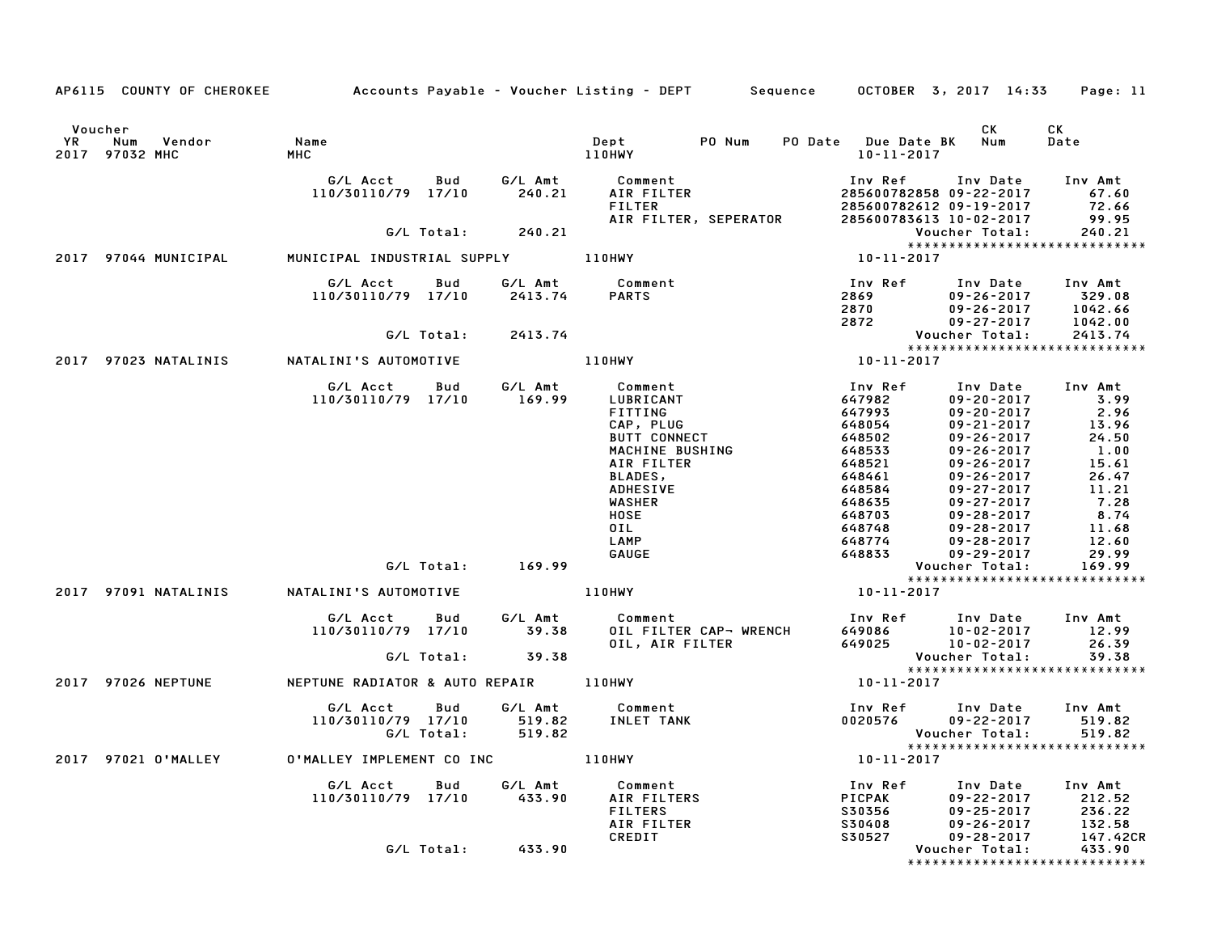AP6115 COUNTY OF CHEROKEE Accounts Payable - Voucher Listing - DEPT Sequence OCTOBER 3, 2017 14:33

| Voucher YR | Num | Vendor | Name | Dept | PO Num | PO Date | Due Date BK | CK Num | CK Date |
|---|---|---|---|---|---|---|---|---|---|
| 2017 | 97032 | MHC | MHC | 110HWY | | | 10-11-2017 | | |

| G/L Acct | Bud | G/L Amt | Comment | Inv Ref | Inv Date | Inv Amt |
|---|---|---|---|---|---|---|
| 110/30110/79 | 17/10 | 240.21 | AIR FILTER | 285600782858 | 09-22-2017 | 67.60 |
| | | | FILTER | 285600782612 | 09-19-2017 | 72.66 |
| | | | AIR FILTER, SEPERATOR | 285600783613 | 10-02-2017 | 99.95 |
| | G/L Total: | 240.21 | | | Voucher Total: | 240.21 |

****************************

| Voucher YR | Num | Vendor | Name | Dept | Due Date |
|---|---|---|---|---|---|
| 2017 | 97044 | MUNICIPAL | MUNICIPAL INDUSTRIAL SUPPLY | 110HWY | 10-11-2017 |

| G/L Acct | Bud | G/L Amt | Comment | Inv Ref | Inv Date | Inv Amt |
|---|---|---|---|---|---|---|
| 110/30110/79 | 17/10 | 2413.74 | PARTS | 2869 | 09-26-2017 | 329.08 |
| | | | | 2870 | 09-26-2017 | 1042.66 |
| | | | | 2872 | 09-27-2017 | 1042.00 |
| | G/L Total: | 2413.74 | | | Voucher Total: | 2413.74 |

****************************

| Voucher YR | Num | Vendor | Name | Dept | Due Date |
|---|---|---|---|---|---|
| 2017 | 97023 | NATALINIS | NATALINI'S AUTOMOTIVE | 110HWY | 10-11-2017 |

| G/L Acct | Bud | G/L Amt | Comment | Inv Ref | Inv Date | Inv Amt |
|---|---|---|---|---|---|---|
| 110/30110/79 | 17/10 | 169.99 | LUBRICANT | 647982 | 09-20-2017 | 3.99 |
| | | | FITTING | 647993 | 09-20-2017 | 2.96 |
| | | | CAP, PLUG | 648054 | 09-21-2017 | 13.96 |
| | | | BUTT CONNECT | 648502 | 09-26-2017 | 24.50 |
| | | | MACHINE BUSHING | 648533 | 09-26-2017 | 1.00 |
| | | | AIR FILTER | 648521 | 09-26-2017 | 15.61 |
| | | | BLADES, | 648461 | 09-26-2017 | 26.47 |
| | | | ADHESIVE | 648584 | 09-27-2017 | 11.21 |
| | | | WASHER | 648635 | 09-27-2017 | 7.28 |
| | | | HOSE | 648703 | 09-28-2017 | 8.74 |
| | | | OIL | 648748 | 09-28-2017 | 11.68 |
| | | | LAMP | 648774 | 09-28-2017 | 12.60 |
| | | | GAUGE | 648833 | 09-29-2017 | 29.99 |
| | G/L Total: | 169.99 | | | Voucher Total: | 169.99 |

****************************

| Voucher YR | Num | Vendor | Name | Dept | Due Date |
|---|---|---|---|---|---|
| 2017 | 97091 | NATALINIS | NATALINI'S AUTOMOTIVE | 110HWY | 10-11-2017 |

| G/L Acct | Bud | G/L Amt | Comment | Inv Ref | Inv Date | Inv Amt |
|---|---|---|---|---|---|---|
| 110/30110/79 | 17/10 | 39.38 | OIL FILTER CAP¬ WRENCH | 649086 | 10-02-2017 | 12.99 |
| | | | OIL, AIR FILTER | 649025 | 10-02-2017 | 26.39 |
| | G/L Total: | 39.38 | | | Voucher Total: | 39.38 |

****************************

| Voucher YR | Num | Vendor | Name | Dept | Due Date |
|---|---|---|---|---|---|
| 2017 | 97026 | NEPTUNE | NEPTUNE RADIATOR & AUTO REPAIR | 110HWY | 10-11-2017 |

| G/L Acct | Bud | G/L Amt | Comment | Inv Ref | Inv Date | Inv Amt |
|---|---|---|---|---|---|---|
| 110/30110/79 | 17/10 | 519.82 | INLET TANK | 0020576 | 09-22-2017 | 519.82 |
| | G/L Total: | 519.82 | | | Voucher Total: | 519.82 |

****************************

| Voucher YR | Num | Vendor | Name | Dept | Due Date |
|---|---|---|---|---|---|
| 2017 | 97021 | O'MALLEY | O'MALLEY IMPLEMENT CO INC | 110HWY | 10-11-2017 |

| G/L Acct | Bud | G/L Amt | Comment | Inv Ref | Inv Date | Inv Amt |
|---|---|---|---|---|---|---|
| 110/30110/79 | 17/10 | 433.90 | AIR FILTERS | PICPAK | 09-22-2017 | 212.52 |
| | | | FILTERS | S30356 | 09-25-2017 | 236.22 |
| | | | AIR FILTER | S30408 | 09-26-2017 | 132.58 |
| | | | CREDIT | S30527 | 09-28-2017 | 147.42CR |
| | G/L Total: | 433.90 | | | Voucher Total: | 433.90 |

****************************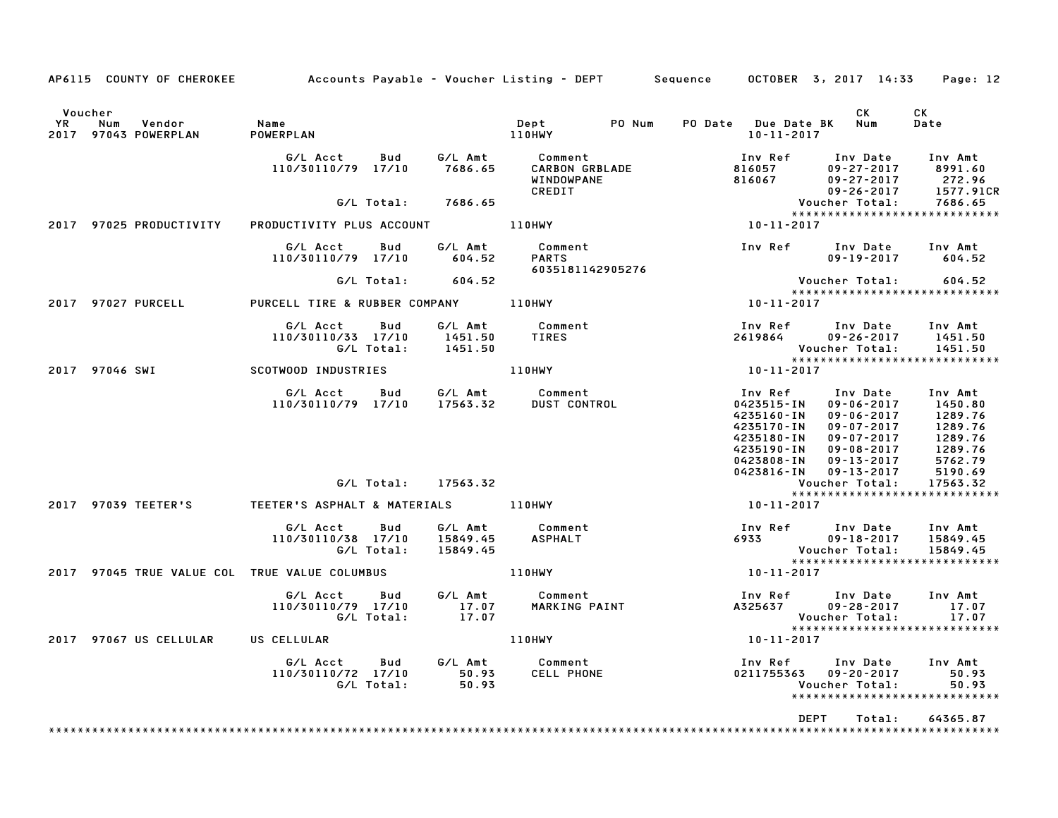AP6115 COUNTY OF CHEROKEE Accounts Payable - Voucher Listing - DEPT Sequence OCTOBER 3, 2017 14:33

| Voucher YR | Num | Vendor | Name | Dept | PO Num | PO Date | Due Date BK | CK Num | CK Date |
|---|---|---|---|---|---|---|---|---|---|
| 2017 | 97043 | POWERPLAN | POWERPLAN | 110HWY | | | 10-11-2017 | | |

| G/L Acct | Bud | G/L Amt | Comment | Inv Ref | Inv Date | Inv Amt |
|---|---|---|---|---|---|---|
| 110/30110/79 | 17/10 | 7686.65 | CARBON GRBLADE | 816057 | 09-27-2017 | 8991.60 |
| | | | WINDOWPANE | 816067 | 09-27-2017 | 272.96 |
| | | | CREDIT | | 09-26-2017 | 1577.91CR |
| | G/L Total: | 7686.65 | | | Voucher Total: | 7686.65 |

*****************************

| Voucher YR | Num | Vendor | Name | Dept | Due Date |
|---|---|---|---|---|---|
| 2017 | 97025 | PRODUCTIVITY | PRODUCTIVITY PLUS ACCOUNT | 110HWY | 10-11-2017 |

| G/L Acct | Bud | G/L Amt | Comment | Inv Ref | Inv Date | Inv Amt |
|---|---|---|---|---|---|---|
| 110/30110/79 | 17/10 | 604.52 | PARTS 6035181142905276 | | 09-19-2017 | 604.52 |
| | G/L Total: | 604.52 | | | Voucher Total: | 604.52 |

*****************************

| Voucher YR | Num | Vendor | Name | Dept | Due Date |
|---|---|---|---|---|---|
| 2017 | 97027 | PURCELL | PURCELL TIRE & RUBBER COMPANY | 110HWY | 10-11-2017 |

| G/L Acct | Bud | G/L Amt | Comment | Inv Ref | Inv Date | Inv Amt |
|---|---|---|---|---|---|---|
| 110/30110/33 | 17/10 | 1451.50 | TIRES | 2619864 | 09-26-2017 | 1451.50 |
| | G/L Total: | 1451.50 | | | Voucher Total: | 1451.50 |

*****************************

| Voucher YR | Num | Vendor | Name | Dept | Due Date |
|---|---|---|---|---|---|
| 2017 | 97046 | SWI | SCOTWOOD INDUSTRIES | 110HWY | 10-11-2017 |

| G/L Acct | Bud | G/L Amt | Comment | Inv Ref | Inv Date | Inv Amt |
|---|---|---|---|---|---|---|
| 110/30110/79 | 17/10 | 17563.32 | DUST CONTROL | 0423515-IN | 09-06-2017 | 1450.80 |
| | | | | 4235160-IN | 09-06-2017 | 1289.76 |
| | | | | 4235170-IN | 09-07-2017 | 1289.76 |
| | | | | 4235180-IN | 09-07-2017 | 1289.76 |
| | | | | 4235190-IN | 09-08-2017 | 1289.76 |
| | | | | 0423808-IN | 09-13-2017 | 5762.79 |
| | | | | 0423816-IN | 09-13-2017 | 5190.69 |
| | G/L Total: | 17563.32 | | | Voucher Total: | 17563.32 |

*****************************

| Voucher YR | Num | Vendor | Name | Dept | Due Date |
|---|---|---|---|---|---|
| 2017 | 97039 | TEETER'S | TEETER'S ASPHALT & MATERIALS | 110HWY | 10-11-2017 |

| G/L Acct | Bud | G/L Amt | Comment | Inv Ref | Inv Date | Inv Amt |
|---|---|---|---|---|---|---|
| 110/30110/38 | 17/10 | 15849.45 | ASPHALT | 6933 | 09-18-2017 | 15849.45 |
| | G/L Total: | 15849.45 | | | Voucher Total: | 15849.45 |

*****************************

| Voucher YR | Num | Vendor | Name | Dept | Due Date |
|---|---|---|---|---|---|
| 2017 | 97045 | TRUE VALUE COL | TRUE VALUE COLUMBUS | 110HWY | 10-11-2017 |

| G/L Acct | Bud | G/L Amt | Comment | Inv Ref | Inv Date | Inv Amt |
|---|---|---|---|---|---|---|
| 110/30110/79 | 17/10 | 17.07 | MARKING PAINT | A325637 | 09-28-2017 | 17.07 |
| | G/L Total: | 17.07 | | | Voucher Total: | 17.07 |

*****************************

| Voucher YR | Num | Vendor | Name | Dept | Due Date |
|---|---|---|---|---|---|
| 2017 | 97067 | US CELLULAR | US CELLULAR | 110HWY | 10-11-2017 |

| G/L Acct | Bud | G/L Amt | Comment | Inv Ref | Inv Date | Inv Amt |
|---|---|---|---|---|---|---|
| 110/30110/72 | 17/10 | 50.93 | CELL PHONE | 0211755363 | 09-20-2017 | 50.93 |
| | G/L Total: | 50.93 | | | Voucher Total: | 50.93 |

*****************************

DEPT Total: 64365.87

*****************************************************************************************************************************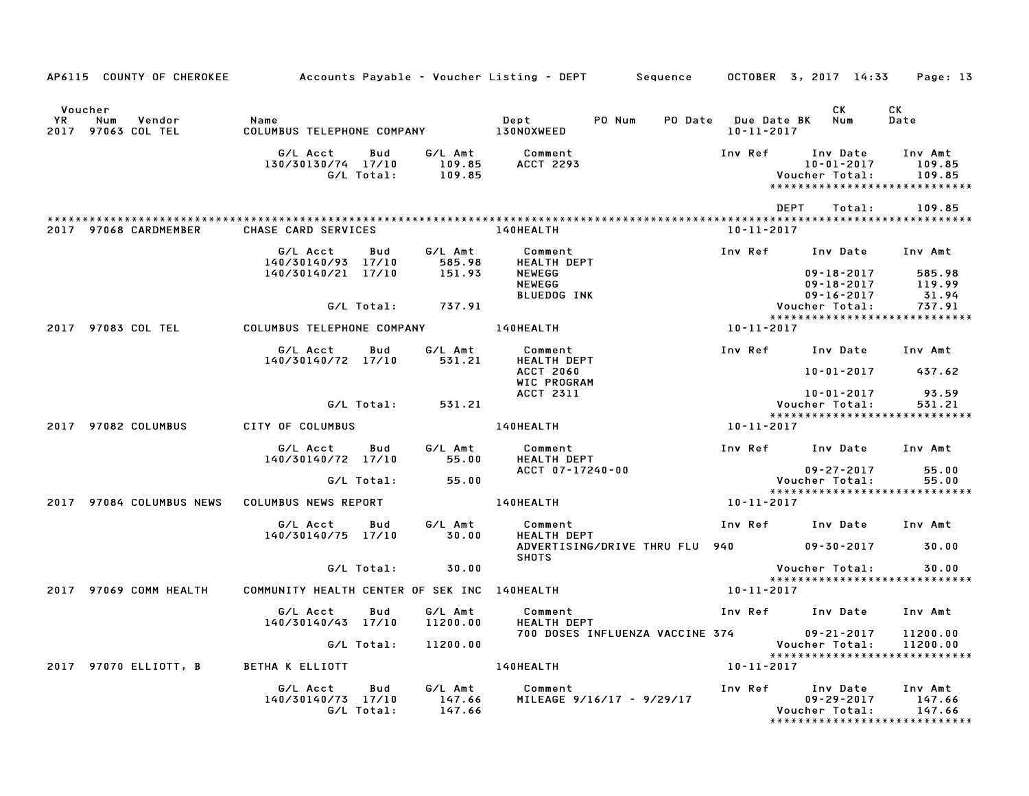AP6115 COUNTY OF CHEROKEE — Accounts Payable - Voucher Listing - DEPT — Sequence — OCTOBER 3, 2017 14:33

| Voucher YR | Num | Vendor | Name | Dept | PO Num | PO Date | Due Date BK | CK Num | CK Date |
|---|---|---|---|---|---|---|---|---|---|
| 2017 | 97063 | COL TEL | COLUMBUS TELEPHONE COMPANY | 130NOXWEED | | | 10-11-2017 | | |

| G/L Acct | Bud | G/L Amt | Comment | Inv Ref | Inv Date | Inv Amt |
|---|---|---|---|---|---|---|
| 130/30130/74 | 17/10 | 109.85 | ACCT 2293 | | 10-01-2017 | 109.85 |
| | G/L Total: | 109.85 | | | Voucher Total: | 109.85 |

DEPT Total: 109.85

| Voucher YR | Num | Vendor | Name | Dept | PO Num | PO Date | Due Date BK | CK Num | CK Date |
|---|---|---|---|---|---|---|---|---|---|
| 2017 | 97068 | CARDMEMBER | CHASE CARD SERVICES | 140HEALTH | | | 10-11-2017 | | |

| G/L Acct | Bud | G/L Amt | Comment | Inv Ref | Inv Date | Inv Amt |
|---|---|---|---|---|---|---|
| 140/30140/93 | 17/10 | 585.98 | HEALTH DEPT | | | |
| 140/30140/21 | 17/10 | 151.93 | NEWEGG | | 09-18-2017 | 585.98 |
| | | | NEWEGG | | 09-18-2017 | 119.99 |
| | | | BLUEDOG INK | | 09-16-2017 | 31.94 |
| | G/L Total: | 737.91 | | | Voucher Total: | 737.91 |

| Voucher YR | Num | Vendor | Name | Dept | PO Num | PO Date | Due Date BK | CK Num | CK Date |
|---|---|---|---|---|---|---|---|---|---|
| 2017 | 97083 | COL TEL | COLUMBUS TELEPHONE COMPANY | 140HEALTH | | | 10-11-2017 | | |

| G/L Acct | Bud | G/L Amt | Comment | Inv Ref | Inv Date | Inv Amt |
|---|---|---|---|---|---|---|
| 140/30140/72 | 17/10 | 531.21 | HEALTH DEPT | | | |
| | | | ACCT 2060 | | 10-01-2017 | 437.62 |
| | | | WIC PROGRAM | | | |
| | | | ACCT 2311 | | 10-01-2017 | 93.59 |
| | G/L Total: | 531.21 | | | Voucher Total: | 531.21 |

| Voucher YR | Num | Vendor | Name | Dept | PO Num | PO Date | Due Date BK | CK Num | CK Date |
|---|---|---|---|---|---|---|---|---|---|
| 2017 | 97082 | COLUMBUS | CITY OF COLUMBUS | 140HEALTH | | | 10-11-2017 | | |

| G/L Acct | Bud | G/L Amt | Comment | Inv Ref | Inv Date | Inv Amt |
|---|---|---|---|---|---|---|
| 140/30140/72 | 17/10 | 55.00 | HEALTH DEPT | | | |
| | | | ACCT 07-17240-00 | | 09-27-2017 | 55.00 |
| | G/L Total: | 55.00 | | | Voucher Total: | 55.00 |

| Voucher YR | Num | Vendor | Name | Dept | PO Num | PO Date | Due Date BK | CK Num | CK Date |
|---|---|---|---|---|---|---|---|---|---|
| 2017 | 97084 | COLUMBUS NEWS | COLUMBUS NEWS REPORT | 140HEALTH | | | 10-11-2017 | | |

| G/L Acct | Bud | G/L Amt | Comment | Inv Ref | Inv Date | Inv Amt |
|---|---|---|---|---|---|---|
| 140/30140/75 | 17/10 | 30.00 | HEALTH DEPT | | | |
| | | | ADVERTISING/DRIVE THRU FLU SHOTS | 940 | 09-30-2017 | 30.00 |
| | G/L Total: | 30.00 | | | Voucher Total: | 30.00 |

| Voucher YR | Num | Vendor | Name | Dept | PO Num | PO Date | Due Date BK | CK Num | CK Date |
|---|---|---|---|---|---|---|---|---|---|
| 2017 | 97069 | COMM HEALTH | COMMUNITY HEALTH CENTER OF SEK INC | 140HEALTH | | | 10-11-2017 | | |

| G/L Acct | Bud | G/L Amt | Comment | Inv Ref | Inv Date | Inv Amt |
|---|---|---|---|---|---|---|
| 140/30140/43 | 17/10 | 11200.00 | HEALTH DEPT | | | |
| | | | 700 DOSES INFLUENZA VACCINE | 374 | 09-21-2017 | 11200.00 |
| | G/L Total: | 11200.00 | | | Voucher Total: | 11200.00 |

| Voucher YR | Num | Vendor | Name | Dept | PO Num | PO Date | Due Date BK | CK Num | CK Date |
|---|---|---|---|---|---|---|---|---|---|
| 2017 | 97070 | ELLIOTT, B | BETHA K ELLIOTT | 140HEALTH | | | 10-11-2017 | | |

| G/L Acct | Bud | G/L Amt | Comment | Inv Ref | Inv Date | Inv Amt |
|---|---|---|---|---|---|---|
| 140/30140/73 | 17/10 | 147.66 | MILEAGE 9/16/17 - 9/29/17 | | 09-29-2017 | 147.66 |
| | G/L Total: | 147.66 | | | Voucher Total: | 147.66 |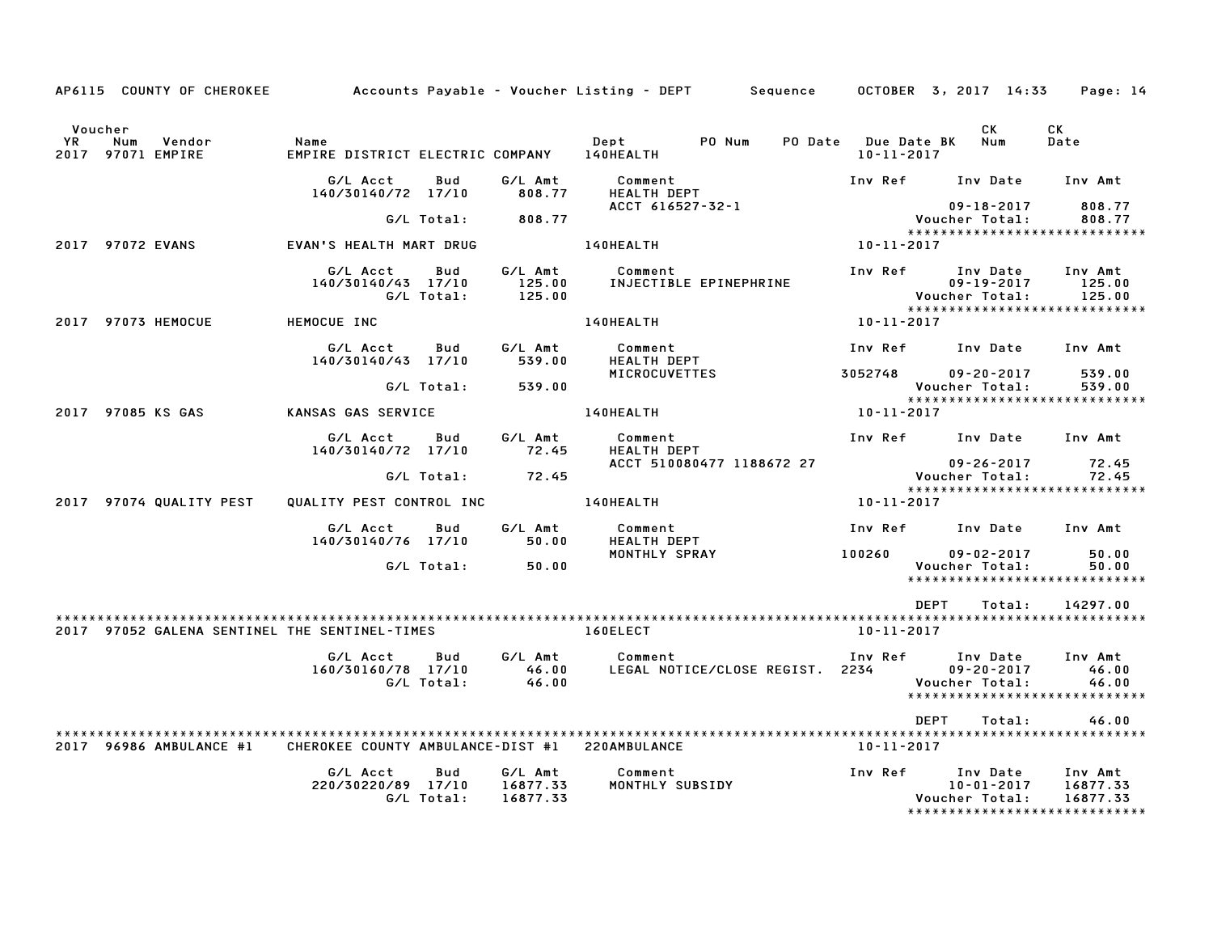AP6115 COUNTY OF CHEROKEE Accounts Payable - Voucher Listing - DEPT Sequence OCTOBER 3, 2017 14:33 Page: 14

| Voucher YR | Num | Vendor | Name | Dept | PO Num | PO Date | Due Date BK | CK Num | CK Date |
|---|---|---|---|---|---|---|---|---|---|
| 2017 | 97071 | EMPIRE | EMPIRE DISTRICT ELECTRIC COMPANY | 140HEALTH | | | 10-11-2017 | | |

| G/L Acct | Bud | G/L Amt | Comment | Inv Ref | Inv Date | Inv Amt |
|---|---|---|---|---|---|---|
| 140/30140/72 | 17/10 | 808.77 | HEALTH DEPT | | | |
| | | | ACCT 616527-32-1 | | 09-18-2017 | 808.77 |
| | G/L Total: | 808.77 | | | Voucher Total: | 808.77 |

******************************

| Voucher YR | Num | Vendor | Name | Dept | Due Date BK |
|---|---|---|---|---|---|
| 2017 | 97072 | EVANS | EVAN'S HEALTH MART DRUG | 140HEALTH | 10-11-2017 |

| G/L Acct | Bud | G/L Amt | Comment | Inv Ref | Inv Date | Inv Amt |
|---|---|---|---|---|---|---|
| 140/30140/43 | 17/10 | 125.00 | INJECTIBLE EPINEPHRINE | | 09-19-2017 | 125.00 |
| | G/L Total: | 125.00 | | | Voucher Total: | 125.00 |

******************************

| Voucher YR | Num | Vendor | Name | Dept | Due Date BK |
|---|---|---|---|---|---|
| 2017 | 97073 | HEMOCUE | HEMOCUE INC | 140HEALTH | 10-11-2017 |

| G/L Acct | Bud | G/L Amt | Comment | Inv Ref | Inv Date | Inv Amt |
|---|---|---|---|---|---|---|
| 140/30140/43 | 17/10 | 539.00 | HEALTH DEPT | | | |
| | | | MICROCUVETTES | 3052748 | 09-20-2017 | 539.00 |
| | G/L Total: | 539.00 | | | Voucher Total: | 539.00 |

******************************

| Voucher YR | Num | Vendor | Name | Dept | Due Date BK |
|---|---|---|---|---|---|
| 2017 | 97085 | KS GAS | KANSAS GAS SERVICE | 140HEALTH | 10-11-2017 |

| G/L Acct | Bud | G/L Amt | Comment | Inv Ref | Inv Date | Inv Amt |
|---|---|---|---|---|---|---|
| 140/30140/72 | 17/10 | 72.45 | HEALTH DEPT | | | |
| | | | ACCT 510080477 1188672 27 | | 09-26-2017 | 72.45 |
| | G/L Total: | 72.45 | | | Voucher Total: | 72.45 |

******************************

| Voucher YR | Num | Vendor | Name | Dept | Due Date BK |
|---|---|---|---|---|---|
| 2017 | 97074 | QUALITY PEST | QUALITY PEST CONTROL INC | 140HEALTH | 10-11-2017 |

| G/L Acct | Bud | G/L Amt | Comment | Inv Ref | Inv Date | Inv Amt |
|---|---|---|---|---|---|---|
| 140/30140/76 | 17/10 | 50.00 | HEALTH DEPT | | | |
| | | | MONTHLY SPRAY | 100260 | 09-02-2017 | 50.00 |
| | G/L Total: | 50.00 | | | Voucher Total: | 50.00 |

******************************

DEPT Total: 14297.00

******************************

| Voucher YR | Num | Vendor | Name | Dept | Due Date BK |
|---|---|---|---|---|---|
| 2017 | 97052 | GALENA SENTINEL | THE SENTINEL-TIMES | 160ELECT | 10-11-2017 |

| G/L Acct | Bud | G/L Amt | Comment | Inv Ref | Inv Date | Inv Amt |
|---|---|---|---|---|---|---|
| 160/30160/78 | 17/10 | 46.00 | LEGAL NOTICE/CLOSE REGIST. | 2234 | 09-20-2017 | 46.00 |
| | G/L Total: | 46.00 | | | Voucher Total: | 46.00 |

******************************

DEPT Total: 46.00

******************************

| Voucher YR | Num | Vendor | Name | Dept | Due Date BK |
|---|---|---|---|---|---|
| 2017 | 96986 | AMBULANCE #1 | CHEROKEE COUNTY AMBULANCE-DIST #1 | 220AMBULANCE | 10-11-2017 |

| G/L Acct | Bud | G/L Amt | Comment | Inv Ref | Inv Date | Inv Amt |
|---|---|---|---|---|---|---|
| 220/30220/89 | 17/10 | 16877.33 | MONTHLY SUBSIDY | | 10-01-2017 | 16877.33 |
| | G/L Total: | 16877.33 | | | Voucher Total: | 16877.33 |

******************************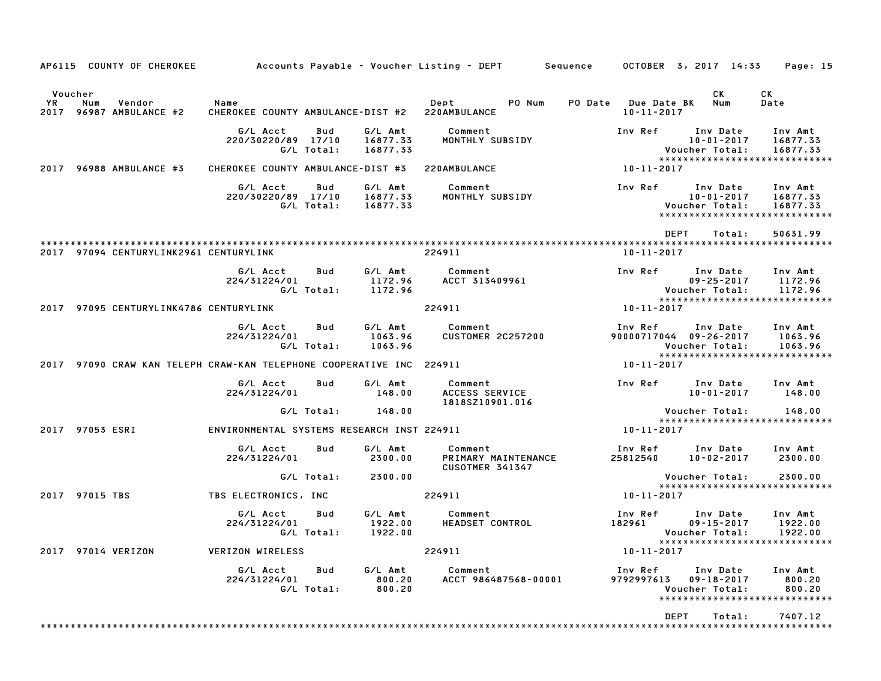AP6115 COUNTY OF CHEROKEE Accounts Payable - Voucher Listing - DEPT Sequence OCTOBER 3, 2017 14:33 Page: 15

| Voucher YR | Num | Vendor | Name | Dept | PO Num | PO Date | Due Date BK | CK Num | CK Date |
|---|---|---|---|---|---|---|---|---|---|
| 2017 | 96987 | AMBULANCE #2 | CHEROKEE COUNTY AMBULANCE-DIST #2 | 220AMBULANCE | | | 10-11-2017 | | |

| G/L Acct | Bud | G/L Amt | Comment | Inv Ref | Inv Date | Inv Amt |
|---|---|---|---|---|---|---|
| 220/30220/89 | 17/10 | 16877.33 | MONTHLY SUBSIDY | | 10-01-2017 | 16877.33 |
| | G/L Total: | 16877.33 | | | Voucher Total: | 16877.33 |

******************************

| Voucher YR | Num | Vendor | Name | Dept | PO Num | PO Date | Due Date BK | CK Num | CK Date |
|---|---|---|---|---|---|---|---|---|---|
| 2017 | 96988 | AMBULANCE #3 | CHEROKEE COUNTY AMBULANCE-DIST #3 | 220AMBULANCE | | | 10-11-2017 | | |

| G/L Acct | Bud | G/L Amt | Comment | Inv Ref | Inv Date | Inv Amt |
|---|---|---|---|---|---|---|
| 220/30220/89 | 17/10 | 16877.33 | MONTHLY SUBSIDY | | 10-01-2017 | 16877.33 |
| | G/L Total: | 16877.33 | | | Voucher Total: | 16877.33 |

******************************

DEPT Total: 50631.99

******************************

| Voucher YR | Num | Vendor | Name | Dept | PO Num | PO Date | Due Date BK | CK Num | CK Date |
|---|---|---|---|---|---|---|---|---|---|
| 2017 | 97094 | CENTURYLINK2961 | CENTURYLINK | 224911 | | | 10-11-2017 | | |

| G/L Acct | Bud | G/L Amt | Comment | Inv Ref | Inv Date | Inv Amt |
|---|---|---|---|---|---|---|
| 224/31224/01 | | 1172.96 | ACCT 313409961 | | 09-25-2017 | 1172.96 |
| | G/L Total: | 1172.96 | | | Voucher Total: | 1172.96 |

******************************

| Voucher YR | Num | Vendor | Name | Dept | PO Num | PO Date | Due Date BK | CK Num | CK Date |
|---|---|---|---|---|---|---|---|---|---|
| 2017 | 97095 | CENTURYLINK4786 | CENTURYLINK | 224911 | | | 10-11-2017 | | |

| G/L Acct | Bud | G/L Amt | Comment | Inv Ref | Inv Date | Inv Amt |
|---|---|---|---|---|---|---|
| 224/31224/01 | | 1063.96 | CUSTOMER 2C257200 | 90000717044 | 09-26-2017 | 1063.96 |
| | G/L Total: | 1063.96 | | | Voucher Total: | 1063.96 |

******************************

| Voucher YR | Num | Vendor | Name | Dept | PO Num | PO Date | Due Date BK | CK Num | CK Date |
|---|---|---|---|---|---|---|---|---|---|
| 2017 | 97090 | CRAW KAN TELEPH | CRAW-KAN TELEPHONE COOPERATIVE INC | 224911 | | | 10-11-2017 | | |

| G/L Acct | Bud | G/L Amt | Comment | Inv Ref | Inv Date | Inv Amt |
|---|---|---|---|---|---|---|
| 224/31224/01 | | 148.00 | ACCESS SERVICE 1818SZ10901.016 | | 10-01-2017 | 148.00 |
| | G/L Total: | 148.00 | | | Voucher Total: | 148.00 |

******************************

| Voucher YR | Num | Vendor | Name | Dept | PO Num | PO Date | Due Date BK | CK Num | CK Date |
|---|---|---|---|---|---|---|---|---|---|
| 2017 | 97053 | ESRI | ENVIRONMENTAL SYSTEMS RESEARCH INST | 224911 | | | 10-11-2017 | | |

| G/L Acct | Bud | G/L Amt | Comment | Inv Ref | Inv Date | Inv Amt |
|---|---|---|---|---|---|---|
| 224/31224/01 | | 2300.00 | PRIMARY MAINTENANCE CUSOTMER 341347 | 25812540 | 10-02-2017 | 2300.00 |
| | G/L Total: | 2300.00 | | | Voucher Total: | 2300.00 |

******************************

| Voucher YR | Num | Vendor | Name | Dept | PO Num | PO Date | Due Date BK | CK Num | CK Date |
|---|---|---|---|---|---|---|---|---|---|
| 2017 | 97015 | TBS | TBS ELECTRONICS, INC | 224911 | | | 10-11-2017 | | |

| G/L Acct | Bud | G/L Amt | Comment | Inv Ref | Inv Date | Inv Amt |
|---|---|---|---|---|---|---|
| 224/31224/01 | | 1922.00 | HEADSET CONTROL | 182961 | 09-15-2017 | 1922.00 |
| | G/L Total: | 1922.00 | | | Voucher Total: | 1922.00 |

******************************

| Voucher YR | Num | Vendor | Name | Dept | PO Num | PO Date | Due Date BK | CK Num | CK Date |
|---|---|---|---|---|---|---|---|---|---|
| 2017 | 97014 | VERIZON | VERIZON WIRELESS | 224911 | | | 10-11-2017 | | |

| G/L Acct | Bud | G/L Amt | Comment | Inv Ref | Inv Date | Inv Amt |
|---|---|---|---|---|---|---|
| 224/31224/01 | | 800.20 | ACCT 986487568-00001 | 9792997613 | 09-18-2017 | 800.20 |
| | G/L Total: | 800.20 | | | Voucher Total: | 800.20 |

******************************

DEPT Total: 7407.12

******************************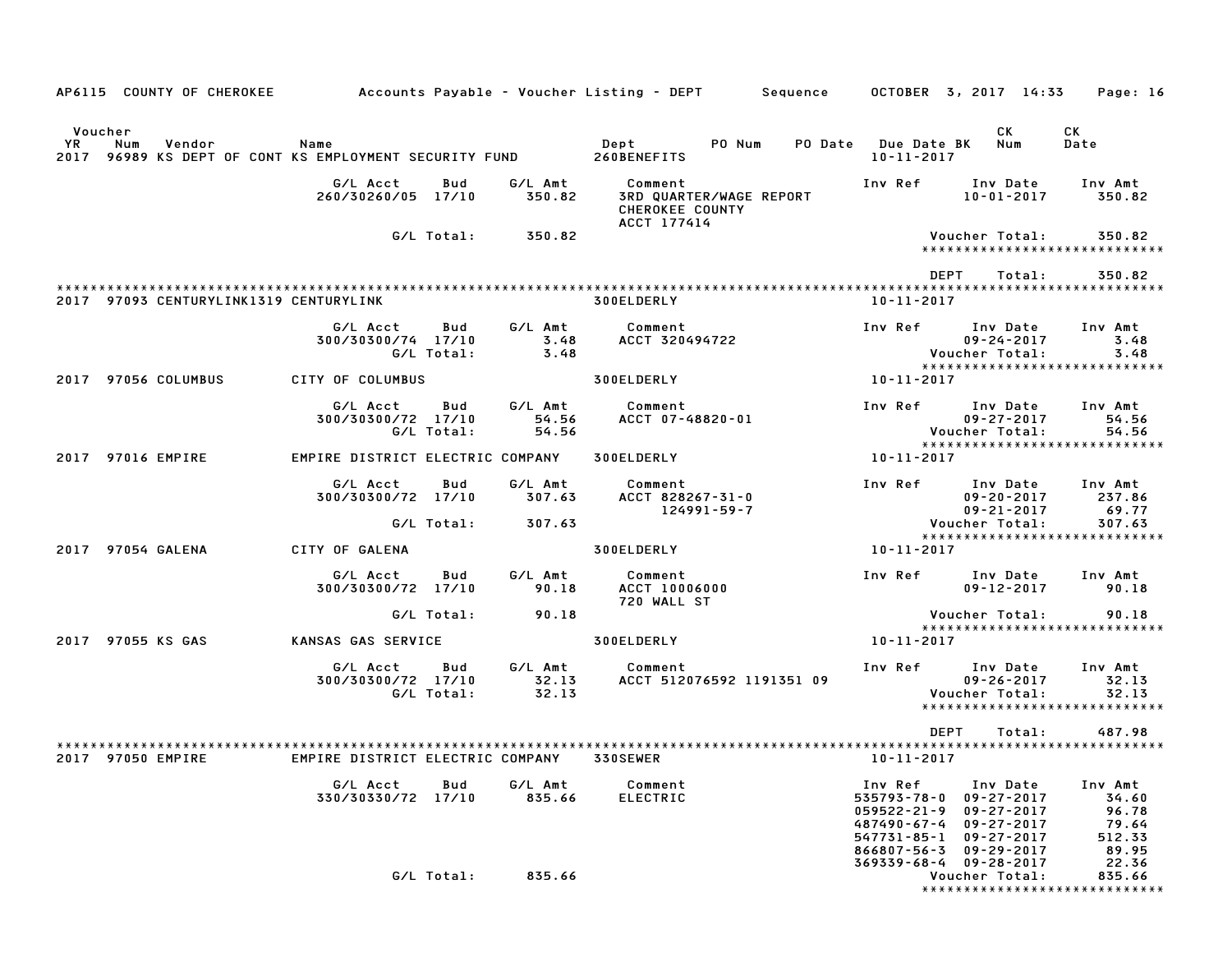AP6115 COUNTY OF CHEROKEE — Accounts Payable - Voucher Listing - DEPT — Sequence — OCTOBER 3, 2017 14:33

| Voucher YR | Num | Vendor | Name | Dept | PO Num | PO Date | Due Date BK | CK Num | CK Date |
|---|---|---|---|---|---|---|---|---|---|
| 2017 | 96989 | KS DEPT OF CONT | KS EMPLOYMENT SECURITY FUND | 260BENEFITS | | | 10-11-2017 | | |

| G/L Acct | Bud | G/L Amt | Comment | Inv Ref | Inv Date | Inv Amt |
|---|---|---|---|---|---|---|
| 260/30260/05 | 17/10 | 350.82 | 3RD QUARTER/WAGE REPORT CHEROKEE COUNTY ACCT 177414 | | 10-01-2017 | 350.82 |
| | G/L Total: | 350.82 | | | Voucher Total: | 350.82 |

DEPT Total: 350.82

| Voucher YR | Num | Vendor | Name | Dept | Due Date BK |
|---|---|---|---|---|---|
| 2017 | 97093 | CENTURYLINK1319 | CENTURYLINK | 300ELDERLY | 10-11-2017 |

| G/L Acct | Bud | G/L Amt | Comment | Inv Ref | Inv Date | Inv Amt |
|---|---|---|---|---|---|---|
| 300/30300/74 | 17/10 | 3.48 | ACCT 320494722 | | 09-24-2017 | 3.48 |
| | G/L Total: | 3.48 | | | Voucher Total: | 3.48 |

| Voucher YR | Num | Vendor | Name | Dept | Due Date BK |
|---|---|---|---|---|---|
| 2017 | 97056 | COLUMBUS | CITY OF COLUMBUS | 300ELDERLY | 10-11-2017 |

| G/L Acct | Bud | G/L Amt | Comment | Inv Ref | Inv Date | Inv Amt |
|---|---|---|---|---|---|---|
| 300/30300/72 | 17/10 | 54.56 | ACCT 07-48820-01 | | 09-27-2017 | 54.56 |
| | G/L Total: | 54.56 | | | Voucher Total: | 54.56 |

| Voucher YR | Num | Vendor | Name | Dept | Due Date BK |
|---|---|---|---|---|---|
| 2017 | 97016 | EMPIRE | EMPIRE DISTRICT ELECTRIC COMPANY | 300ELDERLY | 10-11-2017 |

| G/L Acct | Bud | G/L Amt | Comment | Inv Ref | Inv Date | Inv Amt |
|---|---|---|---|---|---|---|
| 300/30300/72 | 17/10 | 307.63 | ACCT 828267-31-0 | | 09-20-2017 | 237.86 |
| | | | 124991-59-7 | | 09-21-2017 | 69.77 |
| | G/L Total: | 307.63 | | | Voucher Total: | 307.63 |

| Voucher YR | Num | Vendor | Name | Dept | Due Date BK |
|---|---|---|---|---|---|
| 2017 | 97054 | GALENA | CITY OF GALENA | 300ELDERLY | 10-11-2017 |

| G/L Acct | Bud | G/L Amt | Comment | Inv Ref | Inv Date | Inv Amt |
|---|---|---|---|---|---|---|
| 300/30300/72 | 17/10 | 90.18 | ACCT 10006000 720 WALL ST | | 09-12-2017 | 90.18 |
| | G/L Total: | 90.18 | | | Voucher Total: | 90.18 |

| Voucher YR | Num | Vendor | Name | Dept | Due Date BK |
|---|---|---|---|---|---|
| 2017 | 97055 | KS GAS | KANSAS GAS SERVICE | 300ELDERLY | 10-11-2017 |

| G/L Acct | Bud | G/L Amt | Comment | Inv Ref | Inv Date | Inv Amt |
|---|---|---|---|---|---|---|
| 300/30300/72 | 17/10 | 32.13 | ACCT 512076592 1191351 09 | | 09-26-2017 | 32.13 |
| | G/L Total: | 32.13 | | | Voucher Total: | 32.13 |

DEPT Total: 487.98

| Voucher YR | Num | Vendor | Name | Dept | Due Date BK |
|---|---|---|---|---|---|
| 2017 | 97050 | EMPIRE | EMPIRE DISTRICT ELECTRIC COMPANY | 330SEWER | 10-11-2017 |

| G/L Acct | Bud | G/L Amt | Comment | Inv Ref | Inv Date | Inv Amt |
|---|---|---|---|---|---|---|
| 330/30330/72 | 17/10 | 835.66 | ELECTRIC | 535793-78-0 | 09-27-2017 | 34.60 |
| | | | | 059522-21-9 | 09-27-2017 | 96.78 |
| | | | | 487490-67-4 | 09-27-2017 | 79.64 |
| | | | | 547731-85-1 | 09-27-2017 | 512.33 |
| | | | | 866807-56-3 | 09-29-2017 | 89.95 |
| | | | | 369339-68-4 | 09-28-2017 | 22.36 |
| | G/L Total: | 835.66 | | | Voucher Total: | 835.66 |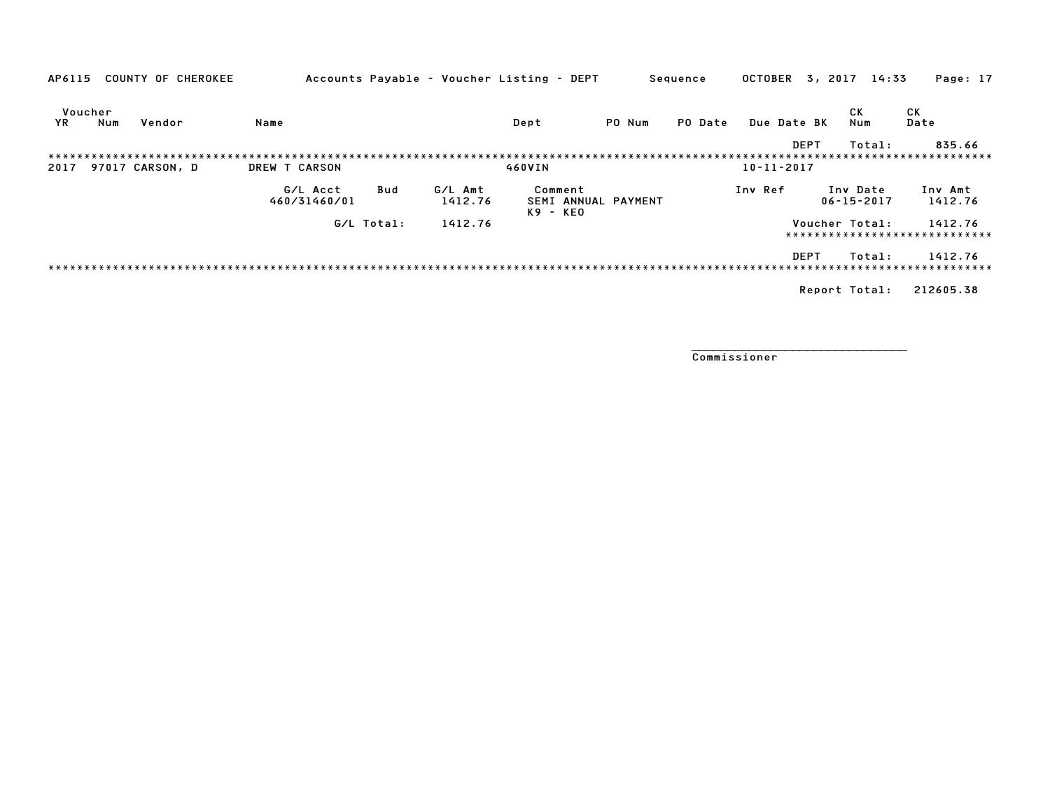AP6115 COUNTY OF CHEROKEE Accounts Payable - Voucher Listing - DEPT Sequence OCTOBER 3, 2017 14:33

| Voucher YR | Voucher Num | Vendor | Name | Dept | PO Num | PO Date | Due Date BK | CK Num | CK Date |
|---|---|---|---|---|---|---|---|---|---|
| | | | | | | | DEPT | Total: | 835.66 |

************************************************************************************************************************

| Voucher YR | Voucher Num | Vendor | Name | Dept | PO Num | PO Date | Due Date BK | CK Num | CK Date |
|---|---|---|---|---|---|---|---|---|---|
| 2017 | 97017 | CARSON, D | DREW T CARSON | 460VIN | | | 10-11-2017 | | |

| G/L Acct | Bud | G/L Amt | Comment | Inv Ref | Inv Date | Inv Amt |
|---|---|---|---|---|---|---|
| 460/31460/01 | | 1412.76 | SEMI ANNUAL PAYMENT K9 - KEO | | 06-15-2017 | 1412.76 |
| | G/L Total: | 1412.76 | | | Voucher Total: | 1412.76 |

****************************

DEPT Total: 1412.76

************************************************************************************************************************

Report Total: 212605.38

______________________________
Commissioner